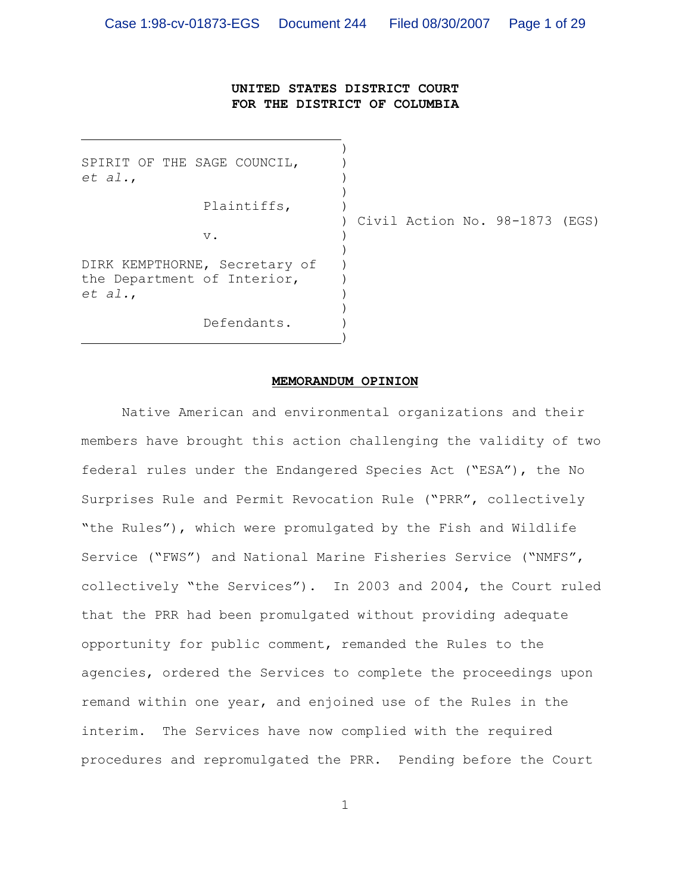**UNITED STATES DISTRICT COURT**
**FOR THE DISTRICT OF COLUMBIA**

| | |
|---|---|
| SPIRIT OF THE SAGE COUNCIL, *et al.*,<br><br>Plaintiffs,<br><br>v.<br><br>DIRK KEMPTHORNE, Secretary of the Department of Interior, *et al.*,<br><br>Defendants. | Civil Action No. 98-1873 (EGS) |

**MEMORANDUM OPINION**

Native American and environmental organizations and their members have brought this action challenging the validity of two federal rules under the Endangered Species Act ("ESA"), the No Surprises Rule and Permit Revocation Rule ("PRR", collectively "the Rules"), which were promulgated by the Fish and Wildlife Service ("FWS") and National Marine Fisheries Service ("NMFS", collectively "the Services"). In 2003 and 2004, the Court ruled that the PRR had been promulgated without providing adequate opportunity for public comment, remanded the Rules to the agencies, ordered the Services to complete the proceedings upon remand within one year, and enjoined use of the Rules in the interim. The Services have now complied with the required procedures and repromulgated the PRR. Pending before the Court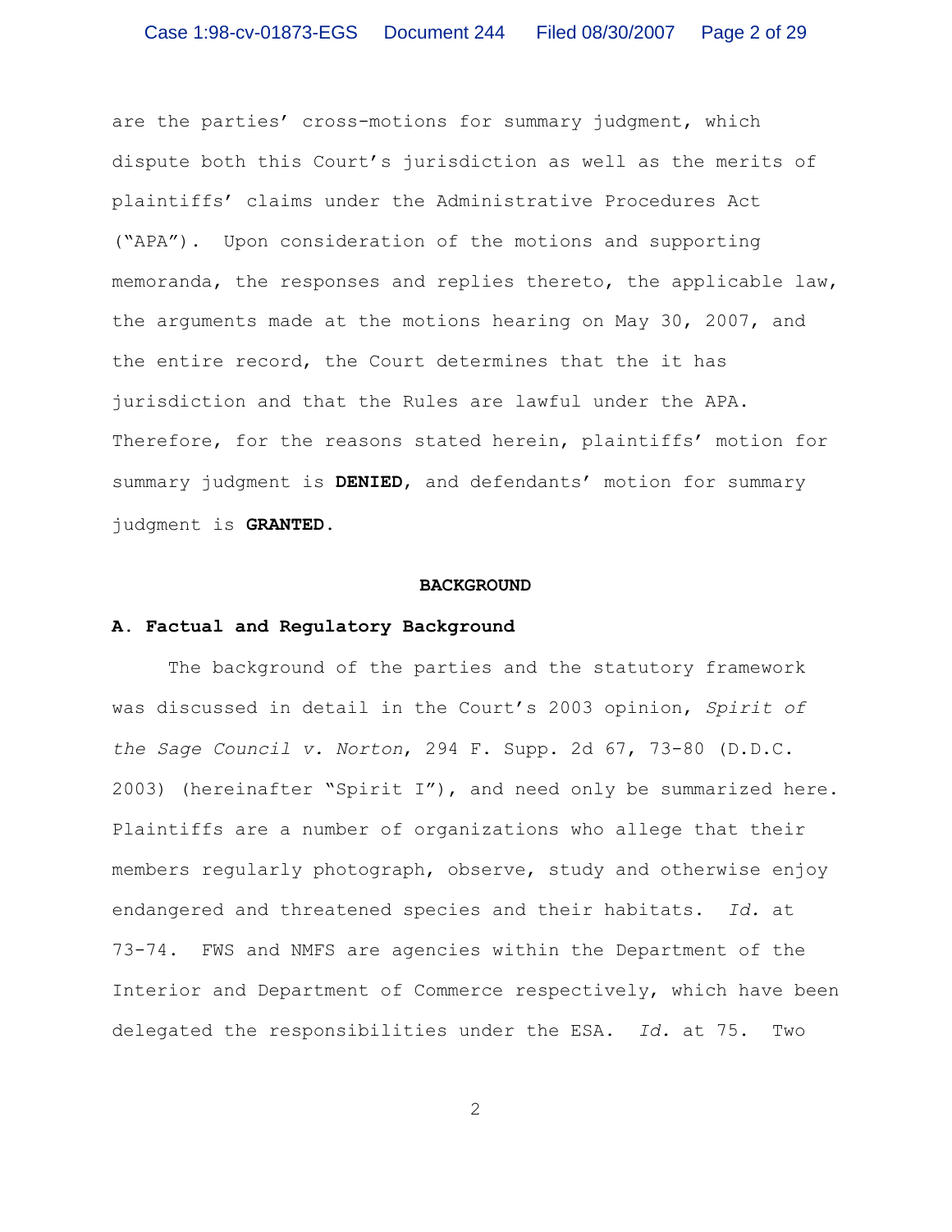are the parties' cross-motions for summary judgment, which dispute both this Court's jurisdiction as well as the merits of plaintiffs' claims under the Administrative Procedures Act ("APA"). Upon consideration of the motions and supporting memoranda, the responses and replies thereto, the applicable law, the arguments made at the motions hearing on May 30, 2007, and the entire record, the Court determines that the it has jurisdiction and that the Rules are lawful under the APA. Therefore, for the reasons stated herein, plaintiffs' motion for summary judgment is **DENIED**, and defendants' motion for summary judgment is **GRANTED**.

## BACKGROUND

### A. Factual and Regulatory Background

The background of the parties and the statutory framework was discussed in detail in the Court's 2003 opinion, *Spirit of the Sage Council v. Norton*, 294 F. Supp. 2d 67, 73-80 (D.D.C. 2003) (hereinafter "Spirit I"), and need only be summarized here. Plaintiffs are a number of organizations who allege that their members regularly photograph, observe, study and otherwise enjoy endangered and threatened species and their habitats. *Id.* at 73-74. FWS and NMFS are agencies within the Department of the Interior and Department of Commerce respectively, which have been delegated the responsibilities under the ESA. *Id.* at 75. Two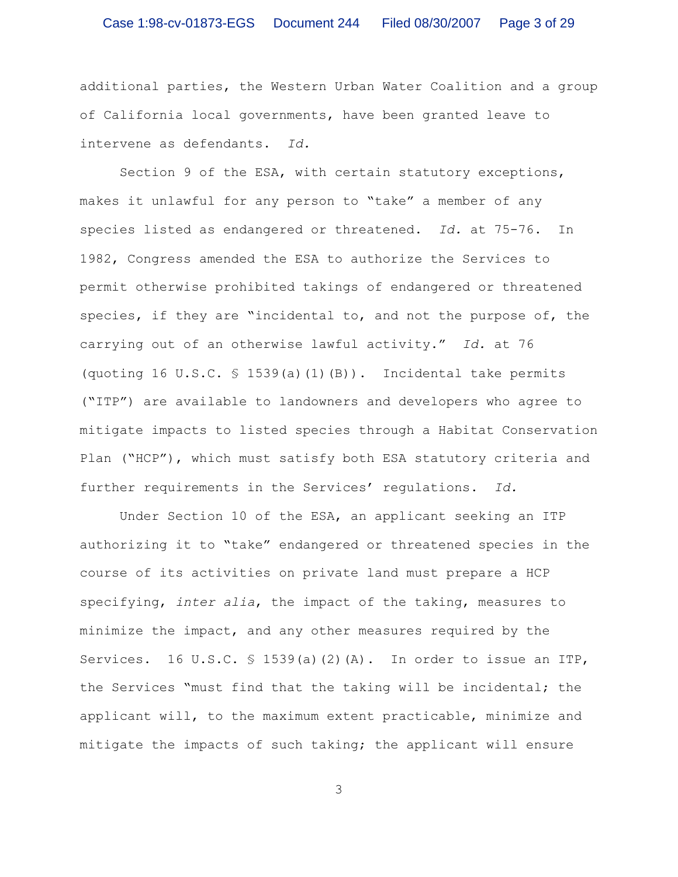additional parties, the Western Urban Water Coalition and a group of California local governments, have been granted leave to intervene as defendants. *Id.*

Section 9 of the ESA, with certain statutory exceptions, makes it unlawful for any person to "take" a member of any species listed as endangered or threatened. *Id.* at 75-76. In 1982, Congress amended the ESA to authorize the Services to permit otherwise prohibited takings of endangered or threatened species, if they are "incidental to, and not the purpose of, the carrying out of an otherwise lawful activity." *Id.* at 76 (quoting 16 U.S.C. § 1539(a)(1)(B)). Incidental take permits ("ITP") are available to landowners and developers who agree to mitigate impacts to listed species through a Habitat Conservation Plan ("HCP"), which must satisfy both ESA statutory criteria and further requirements in the Services' regulations. *Id.*

Under Section 10 of the ESA, an applicant seeking an ITP authorizing it to "take" endangered or threatened species in the course of its activities on private land must prepare a HCP specifying, *inter alia*, the impact of the taking, measures to minimize the impact, and any other measures required by the Services. 16 U.S.C. § 1539(a)(2)(A). In order to issue an ITP, the Services "must find that the taking will be incidental; the applicant will, to the maximum extent practicable, minimize and mitigate the impacts of such taking; the applicant will ensure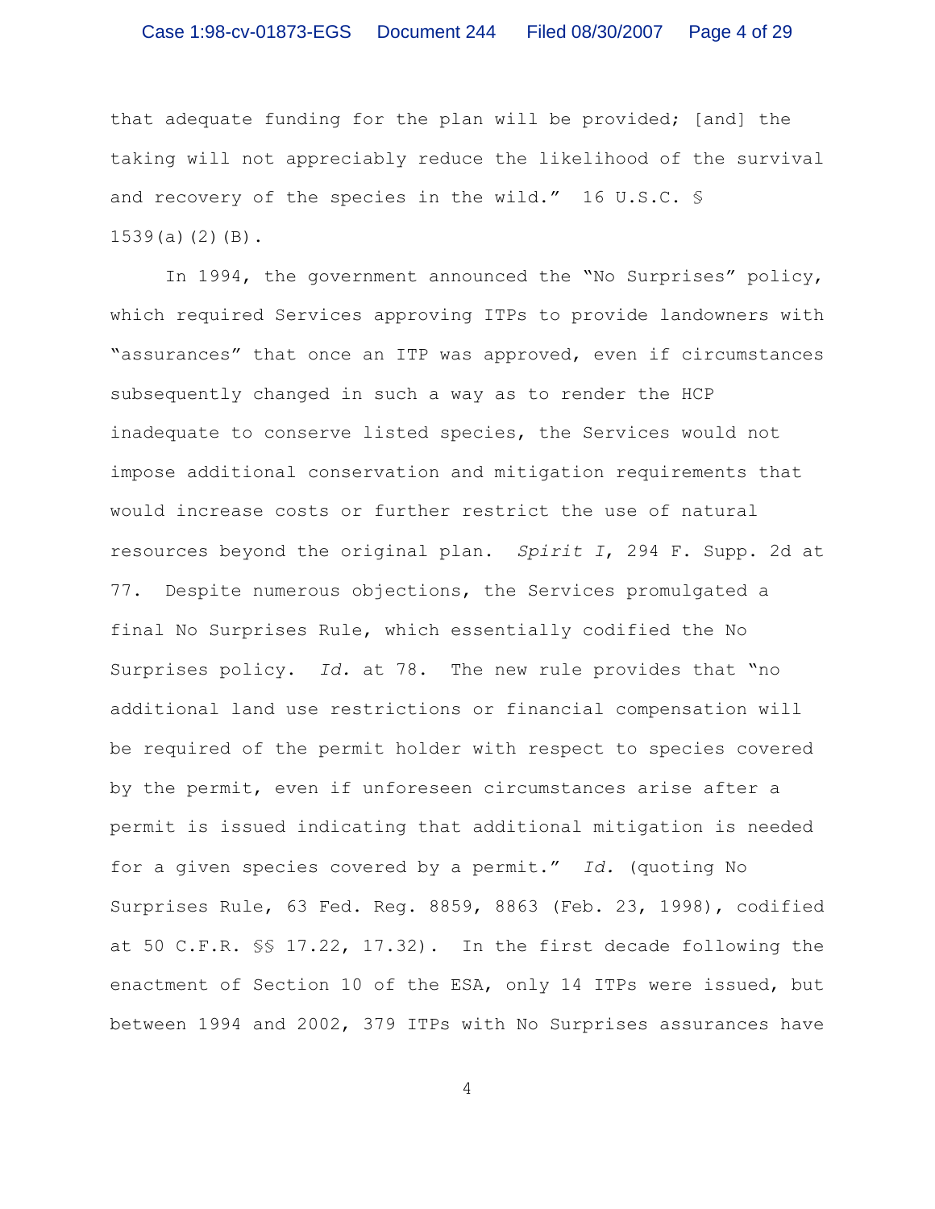that adequate funding for the plan will be provided; [and] the taking will not appreciably reduce the likelihood of the survival and recovery of the species in the wild." 16 U.S.C. § 1539(a)(2)(B).

In 1994, the government announced the "No Surprises" policy, which required Services approving ITPs to provide landowners with "assurances" that once an ITP was approved, even if circumstances subsequently changed in such a way as to render the HCP inadequate to conserve listed species, the Services would not impose additional conservation and mitigation requirements that would increase costs or further restrict the use of natural resources beyond the original plan. *Spirit I*, 294 F. Supp. 2d at 77. Despite numerous objections, the Services promulgated a final No Surprises Rule, which essentially codified the No Surprises policy. *Id.* at 78. The new rule provides that "no additional land use restrictions or financial compensation will be required of the permit holder with respect to species covered by the permit, even if unforeseen circumstances arise after a permit is issued indicating that additional mitigation is needed for a given species covered by a permit." *Id.* (quoting No Surprises Rule, 63 Fed. Reg. 8859, 8863 (Feb. 23, 1998), codified at 50 C.F.R. §§ 17.22, 17.32). In the first decade following the enactment of Section 10 of the ESA, only 14 ITPs were issued, but between 1994 and 2002, 379 ITPs with No Surprises assurances have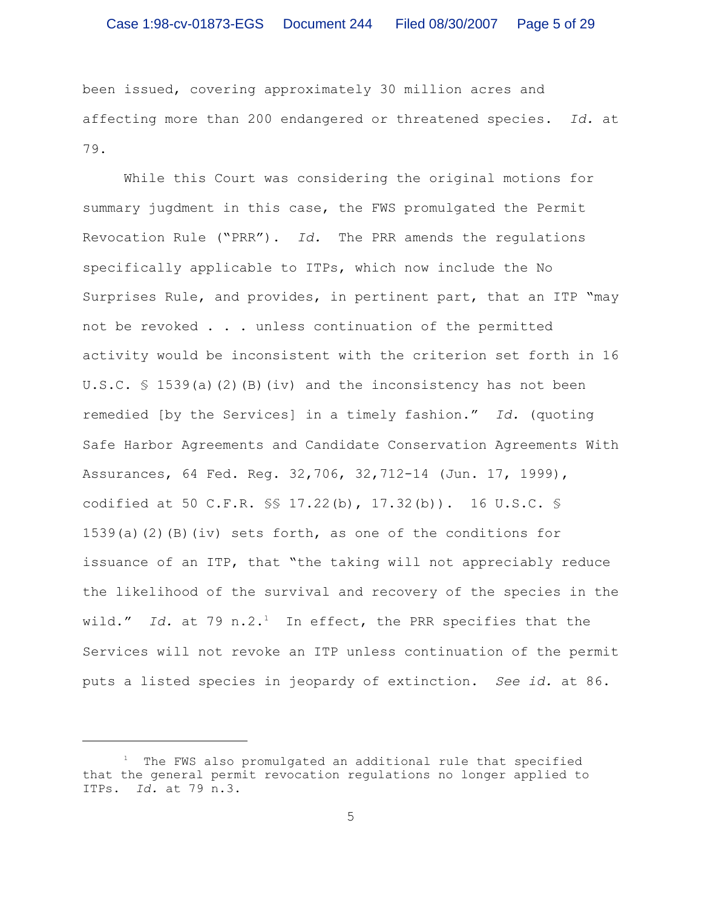been issued, covering approximately 30 million acres and affecting more than 200 endangered or threatened species. *Id.* at 79.

While this Court was considering the original motions for summary jugdment in this case, the FWS promulgated the Permit Revocation Rule ("PRR"). *Id.* The PRR amends the regulations specifically applicable to ITPs, which now include the No Surprises Rule, and provides, in pertinent part, that an ITP "may not be revoked . . . unless continuation of the permitted activity would be inconsistent with the criterion set forth in 16 U.S.C. § 1539(a)(2)(B)(iv) and the inconsistency has not been remedied [by the Services] in a timely fashion." *Id.* (quoting Safe Harbor Agreements and Candidate Conservation Agreements With Assurances, 64 Fed. Reg. 32,706, 32,712-14 (Jun. 17, 1999), codified at 50 C.F.R. §§ 17.22(b), 17.32(b)). 16 U.S.C. § 1539(a)(2)(B)(iv) sets forth, as one of the conditions for issuance of an ITP, that "the taking will not appreciably reduce the likelihood of the survival and recovery of the species in the wild." *Id.* at 79 n.2.[1] In effect, the PRR specifies that the Services will not revoke an ITP unless continuation of the permit puts a listed species in jeopardy of extinction. *See id.* at 86.

---

[1] The FWS also promulgated an additional rule that specified that the general permit revocation regulations no longer applied to ITPs. *Id.* at 79 n.3.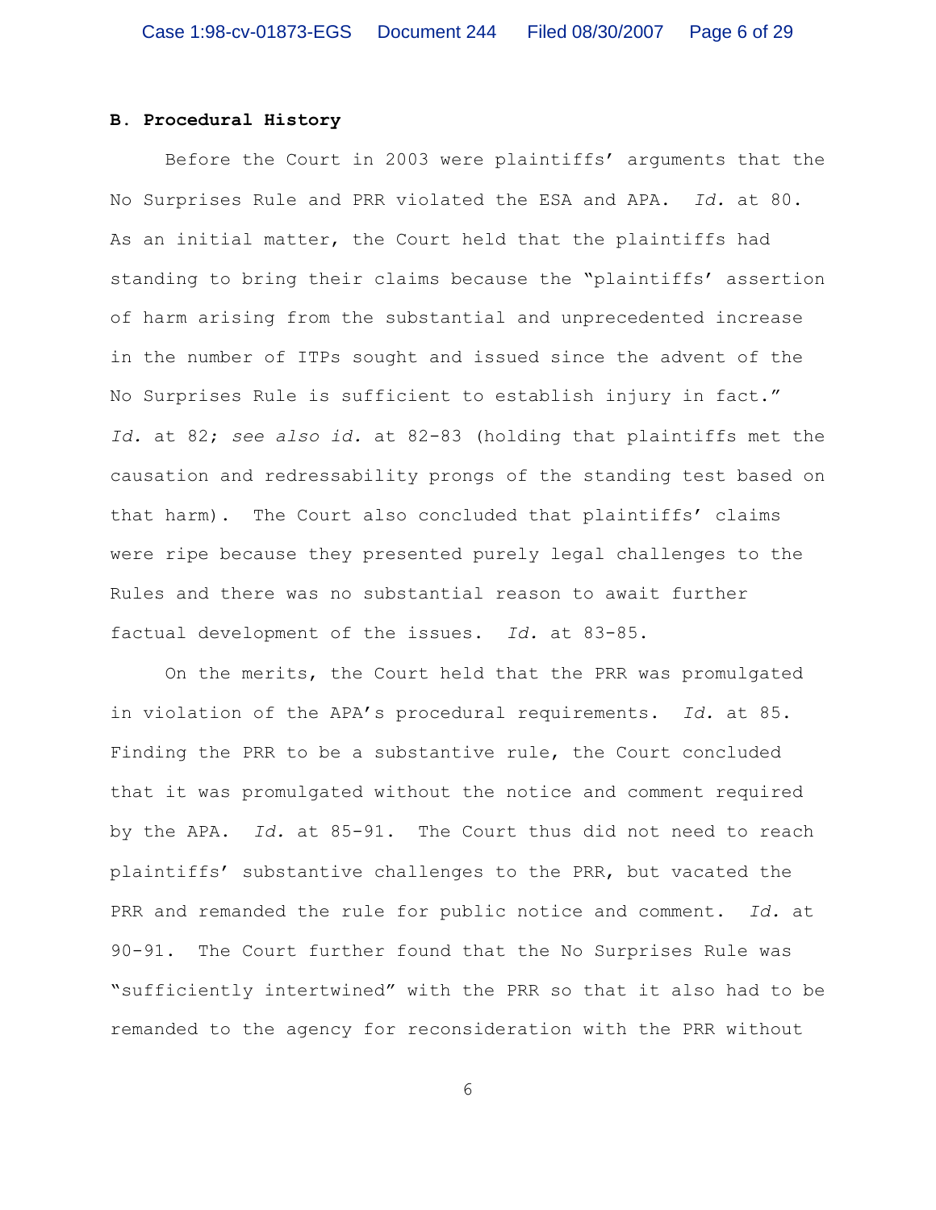**B. Procedural History**

Before the Court in 2003 were plaintiffs' arguments that the No Surprises Rule and PRR violated the ESA and APA. *Id.* at 80. As an initial matter, the Court held that the plaintiffs had standing to bring their claims because the "plaintiffs' assertion of harm arising from the substantial and unprecedented increase in the number of ITPs sought and issued since the advent of the No Surprises Rule is sufficient to establish injury in fact." *Id.* at 82; *see also id.* at 82-83 (holding that plaintiffs met the causation and redressability prongs of the standing test based on that harm). The Court also concluded that plaintiffs' claims were ripe because they presented purely legal challenges to the Rules and there was no substantial reason to await further factual development of the issues. *Id.* at 83-85.

On the merits, the Court held that the PRR was promulgated in violation of the APA's procedural requirements. *Id.* at 85. Finding the PRR to be a substantive rule, the Court concluded that it was promulgated without the notice and comment required by the APA. *Id.* at 85-91. The Court thus did not need to reach plaintiffs' substantive challenges to the PRR, but vacated the PRR and remanded the rule for public notice and comment. *Id.* at 90-91. The Court further found that the No Surprises Rule was "sufficiently intertwined" with the PRR so that it also had to be remanded to the agency for reconsideration with the PRR without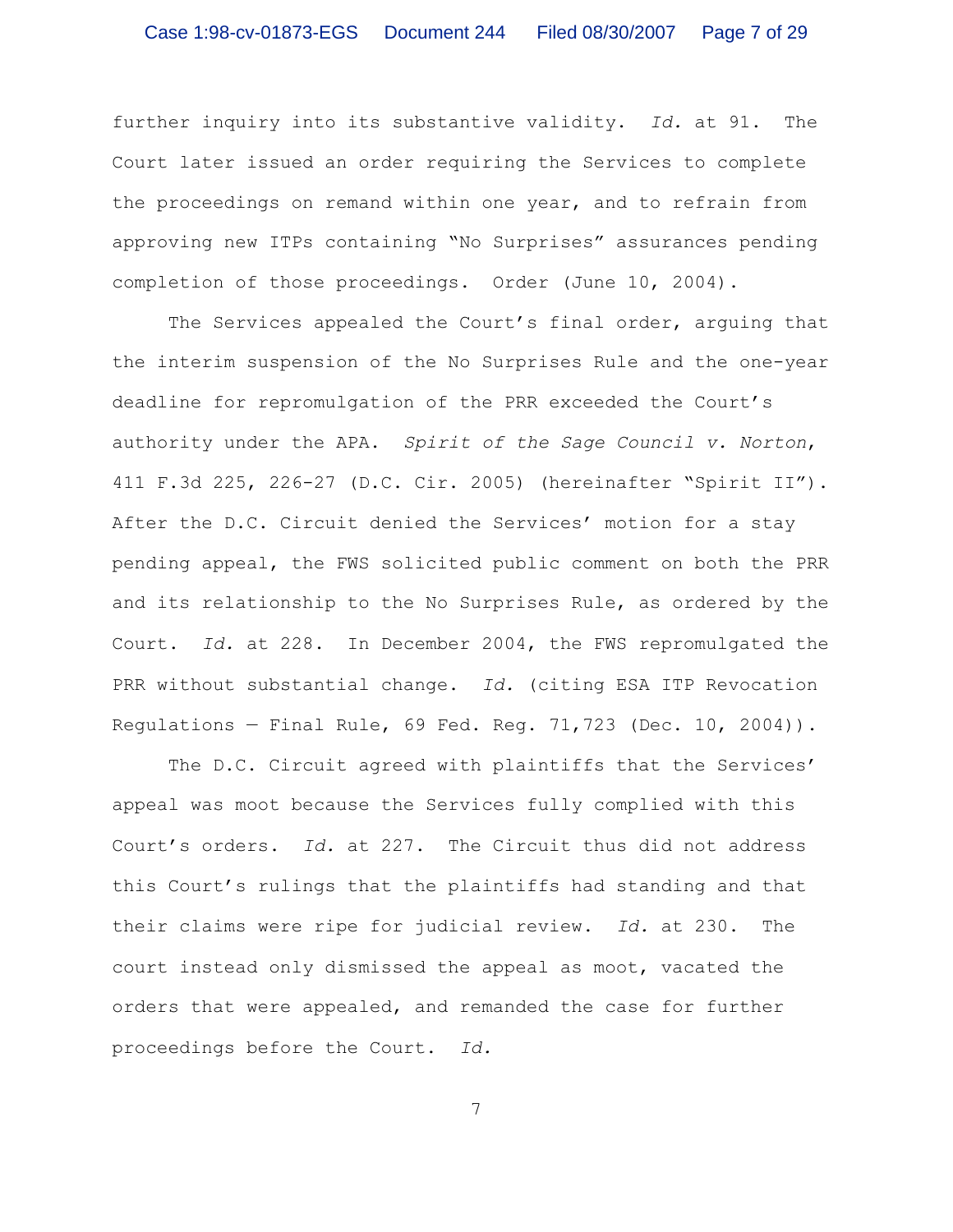further inquiry into its substantive validity. *Id.* at 91. The Court later issued an order requiring the Services to complete the proceedings on remand within one year, and to refrain from approving new ITPs containing "No Surprises" assurances pending completion of those proceedings. Order (June 10, 2004).

The Services appealed the Court's final order, arguing that the interim suspension of the No Surprises Rule and the one-year deadline for repromulgation of the PRR exceeded the Court's authority under the APA. *Spirit of the Sage Council v. Norton*, 411 F.3d 225, 226-27 (D.C. Cir. 2005) (hereinafter "Spirit II"). After the D.C. Circuit denied the Services' motion for a stay pending appeal, the FWS solicited public comment on both the PRR and its relationship to the No Surprises Rule, as ordered by the Court. *Id.* at 228. In December 2004, the FWS repromulgated the PRR without substantial change. *Id.* (citing ESA ITP Revocation Regulations — Final Rule, 69 Fed. Reg. 71,723 (Dec. 10, 2004)).

The D.C. Circuit agreed with plaintiffs that the Services' appeal was moot because the Services fully complied with this Court's orders. *Id.* at 227. The Circuit thus did not address this Court's rulings that the plaintiffs had standing and that their claims were ripe for judicial review. *Id.* at 230. The court instead only dismissed the appeal as moot, vacated the orders that were appealed, and remanded the case for further proceedings before the Court. *Id.*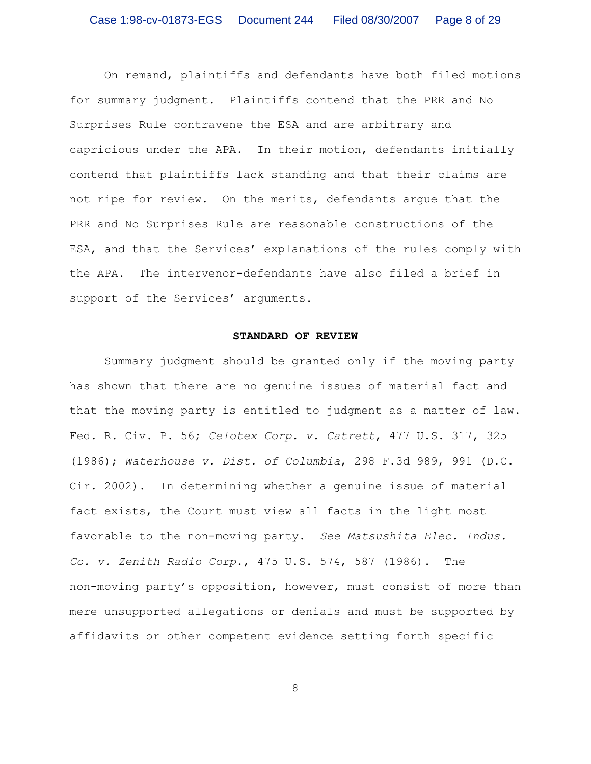On remand, plaintiffs and defendants have both filed motions for summary judgment. Plaintiffs contend that the PRR and No Surprises Rule contravene the ESA and are arbitrary and capricious under the APA. In their motion, defendants initially contend that plaintiffs lack standing and that their claims are not ripe for review. On the merits, defendants argue that the PRR and No Surprises Rule are reasonable constructions of the ESA, and that the Services' explanations of the rules comply with the APA. The intervenor-defendants have also filed a brief in support of the Services' arguments.

## STANDARD OF REVIEW

Summary judgment should be granted only if the moving party has shown that there are no genuine issues of material fact and that the moving party is entitled to judgment as a matter of law. Fed. R. Civ. P. 56; *Celotex Corp. v. Catrett*, 477 U.S. 317, 325 (1986); *Waterhouse v. Dist. of Columbia*, 298 F.3d 989, 991 (D.C. Cir. 2002). In determining whether a genuine issue of material fact exists, the Court must view all facts in the light most favorable to the non-moving party. *See Matsushita Elec. Indus. Co. v. Zenith Radio Corp.*, 475 U.S. 574, 587 (1986). The non-moving party's opposition, however, must consist of more than mere unsupported allegations or denials and must be supported by affidavits or other competent evidence setting forth specific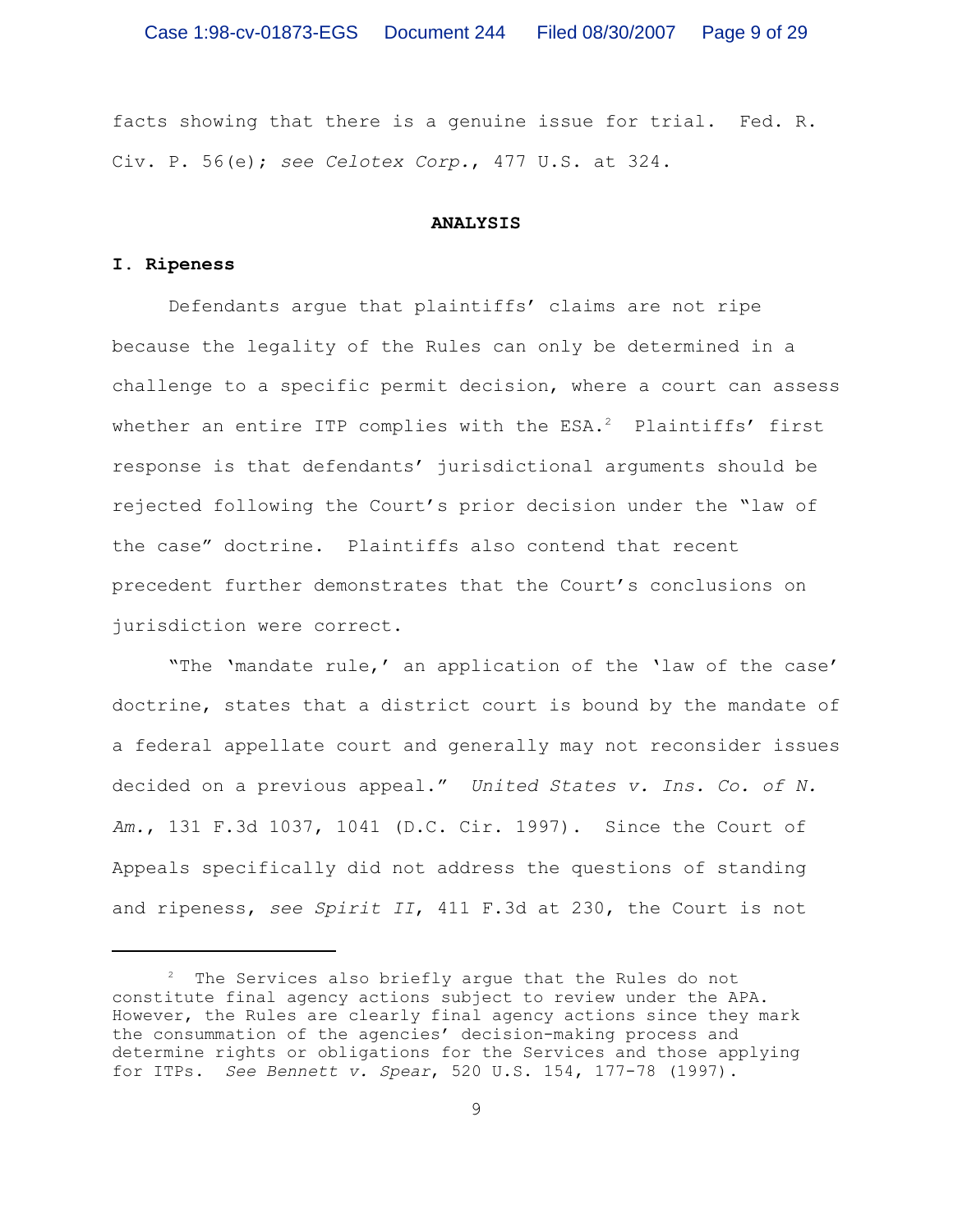facts showing that there is a genuine issue for trial. Fed. R. Civ. P. 56(e); *see Celotex Corp.*, 477 U.S. at 324.

## ANALYSIS

### I. Ripeness

Defendants argue that plaintiffs' claims are not ripe because the legality of the Rules can only be determined in a challenge to a specific permit decision, where a court can assess whether an entire ITP complies with the ESA.[2] Plaintiffs' first response is that defendants' jurisdictional arguments should be rejected following the Court's prior decision under the "law of the case" doctrine. Plaintiffs also contend that recent precedent further demonstrates that the Court's conclusions on jurisdiction were correct.

"The 'mandate rule,' an application of the 'law of the case' doctrine, states that a district court is bound by the mandate of a federal appellate court and generally may not reconsider issues decided on a previous appeal." *United States v. Ins. Co. of N. Am.*, 131 F.3d 1037, 1041 (D.C. Cir. 1997). Since the Court of Appeals specifically did not address the questions of standing and ripeness, *see Spirit II*, 411 F.3d at 230, the Court is not

---

[2] The Services also briefly argue that the Rules do not constitute final agency actions subject to review under the APA. However, the Rules are clearly final agency actions since they mark the consummation of the agencies' decision-making process and determine rights or obligations for the Services and those applying for ITPs. *See Bennett v. Spear*, 520 U.S. 154, 177-78 (1997).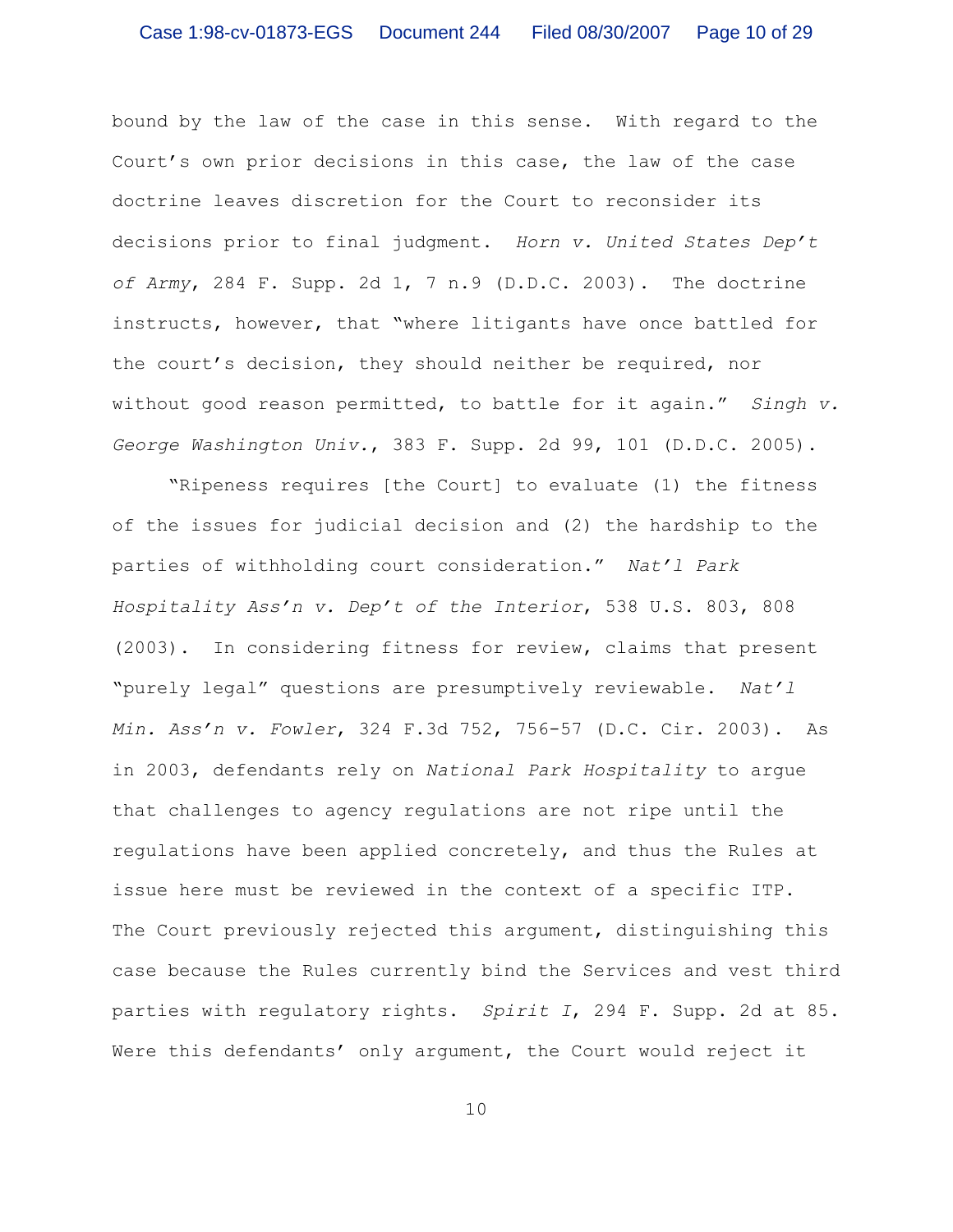bound by the law of the case in this sense. With regard to the Court's own prior decisions in this case, the law of the case doctrine leaves discretion for the Court to reconsider its decisions prior to final judgment. *Horn v. United States Dep't of Army*, 284 F. Supp. 2d 1, 7 n.9 (D.D.C. 2003). The doctrine instructs, however, that "where litigants have once battled for the court's decision, they should neither be required, nor without good reason permitted, to battle for it again." *Singh v. George Washington Univ.*, 383 F. Supp. 2d 99, 101 (D.D.C. 2005).

"Ripeness requires [the Court] to evaluate (1) the fitness of the issues for judicial decision and (2) the hardship to the parties of withholding court consideration." *Nat'l Park Hospitality Ass'n v. Dep't of the Interior*, 538 U.S. 803, 808 (2003). In considering fitness for review, claims that present "purely legal" questions are presumptively reviewable. *Nat'l Min. Ass'n v. Fowler*, 324 F.3d 752, 756-57 (D.C. Cir. 2003). As in 2003, defendants rely on *National Park Hospitality* to argue that challenges to agency regulations are not ripe until the regulations have been applied concretely, and thus the Rules at issue here must be reviewed in the context of a specific ITP. The Court previously rejected this argument, distinguishing this case because the Rules currently bind the Services and vest third parties with regulatory rights. *Spirit I*, 294 F. Supp. 2d at 85. Were this defendants' only argument, the Court would reject it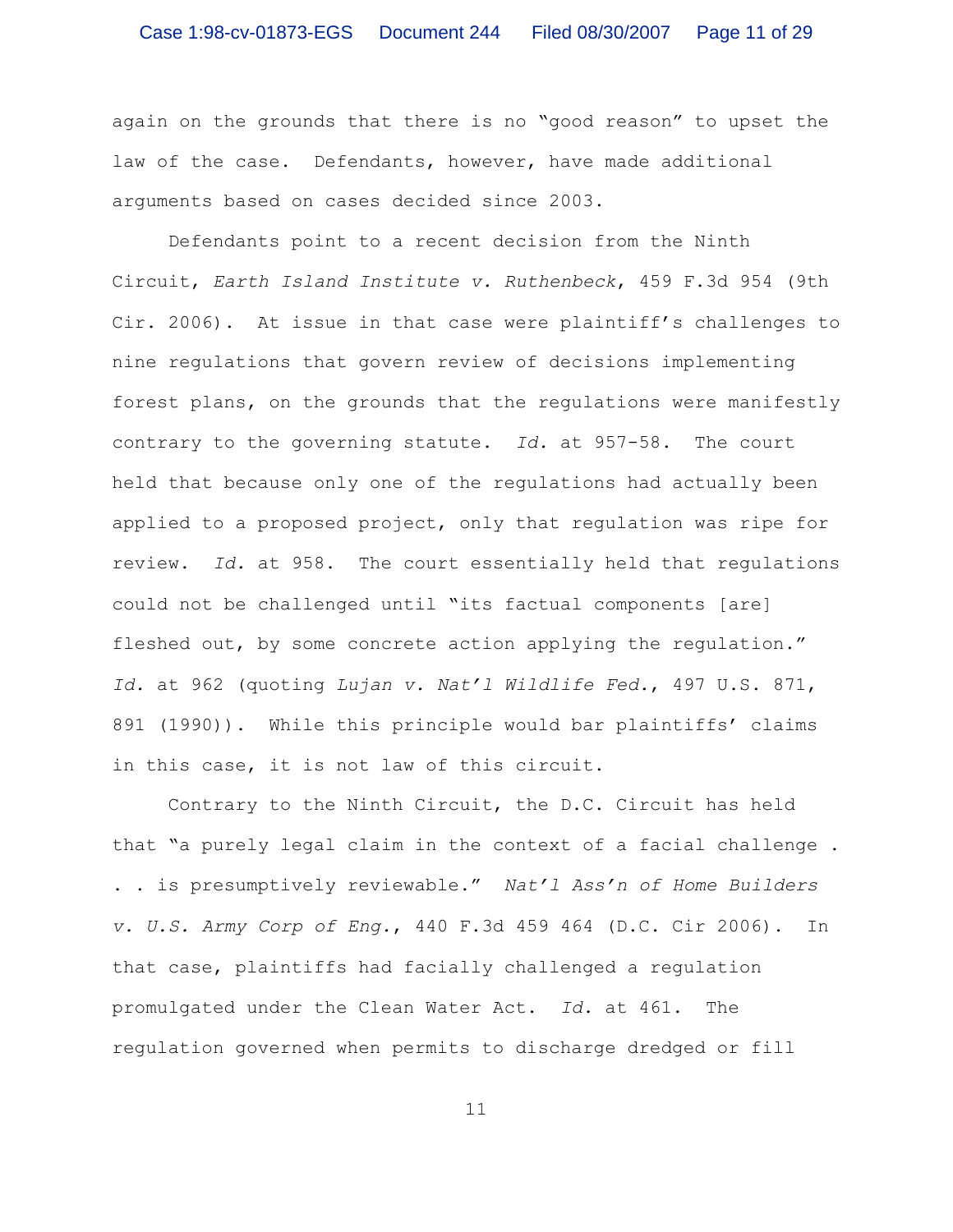again on the grounds that there is no "good reason" to upset the law of the case. Defendants, however, have made additional arguments based on cases decided since 2003.

Defendants point to a recent decision from the Ninth Circuit, *Earth Island Institute v. Ruthenbeck*, 459 F.3d 954 (9th Cir. 2006). At issue in that case were plaintiff's challenges to nine regulations that govern review of decisions implementing forest plans, on the grounds that the regulations were manifestly contrary to the governing statute. *Id.* at 957-58. The court held that because only one of the regulations had actually been applied to a proposed project, only that regulation was ripe for review. *Id.* at 958. The court essentially held that regulations could not be challenged until "its factual components [are] fleshed out, by some concrete action applying the regulation." *Id.* at 962 (quoting *Lujan v. Nat'l Wildlife Fed.*, 497 U.S. 871, 891 (1990)). While this principle would bar plaintiffs' claims in this case, it is not law of this circuit.

Contrary to the Ninth Circuit, the D.C. Circuit has held that "a purely legal claim in the context of a facial challenge . . . is presumptively reviewable." *Nat'l Ass'n of Home Builders v. U.S. Army Corp of Eng.*, 440 F.3d 459 464 (D.C. Cir 2006). In that case, plaintiffs had facially challenged a regulation promulgated under the Clean Water Act. *Id.* at 461. The regulation governed when permits to discharge dredged or fill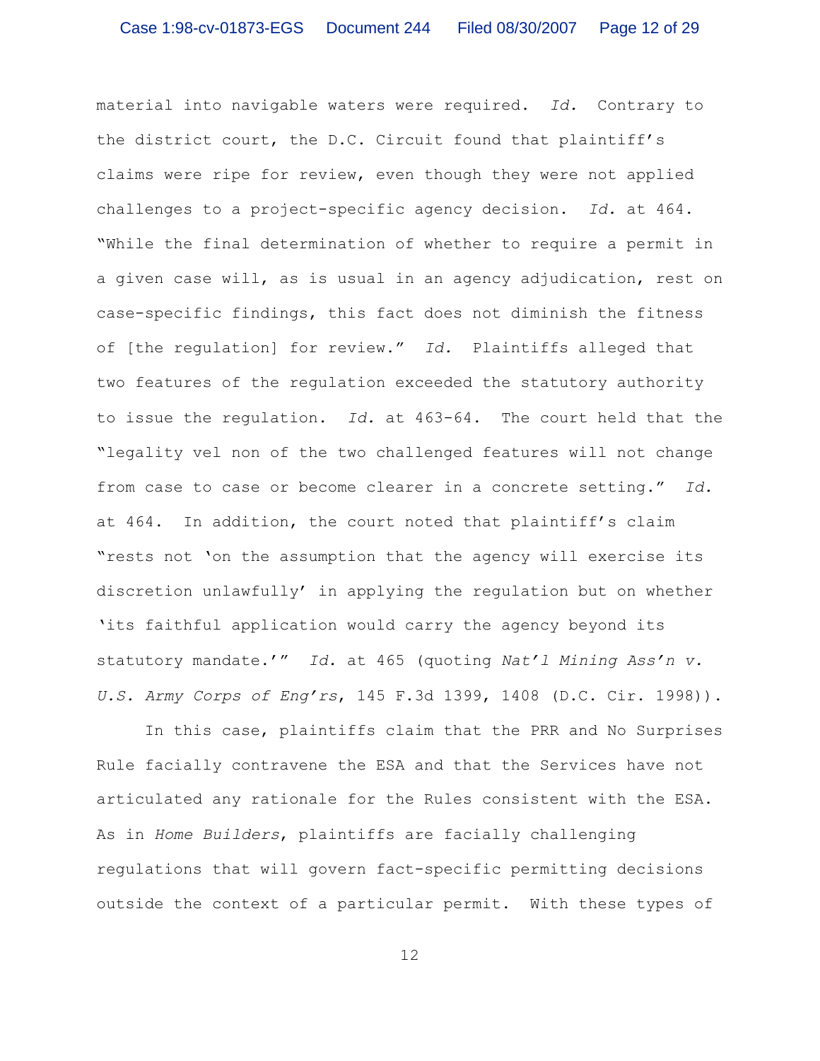material into navigable waters were required. *Id.* Contrary to the district court, the D.C. Circuit found that plaintiff's claims were ripe for review, even though they were not applied challenges to a project-specific agency decision. *Id.* at 464. "While the final determination of whether to require a permit in a given case will, as is usual in an agency adjudication, rest on case-specific findings, this fact does not diminish the fitness of [the regulation] for review." *Id.* Plaintiffs alleged that two features of the regulation exceeded the statutory authority to issue the regulation. *Id.* at 463-64. The court held that the "legality vel non of the two challenged features will not change from case to case or become clearer in a concrete setting." *Id.* at 464. In addition, the court noted that plaintiff's claim "rests not 'on the assumption that the agency will exercise its discretion unlawfully' in applying the regulation but on whether 'its faithful application would carry the agency beyond its statutory mandate.'" *Id.* at 465 (quoting *Nat'l Mining Ass'n v. U.S. Army Corps of Eng'rs*, 145 F.3d 1399, 1408 (D.C. Cir. 1998)).

In this case, plaintiffs claim that the PRR and No Surprises Rule facially contravene the ESA and that the Services have not articulated any rationale for the Rules consistent with the ESA. As in *Home Builders*, plaintiffs are facially challenging regulations that will govern fact-specific permitting decisions outside the context of a particular permit. With these types of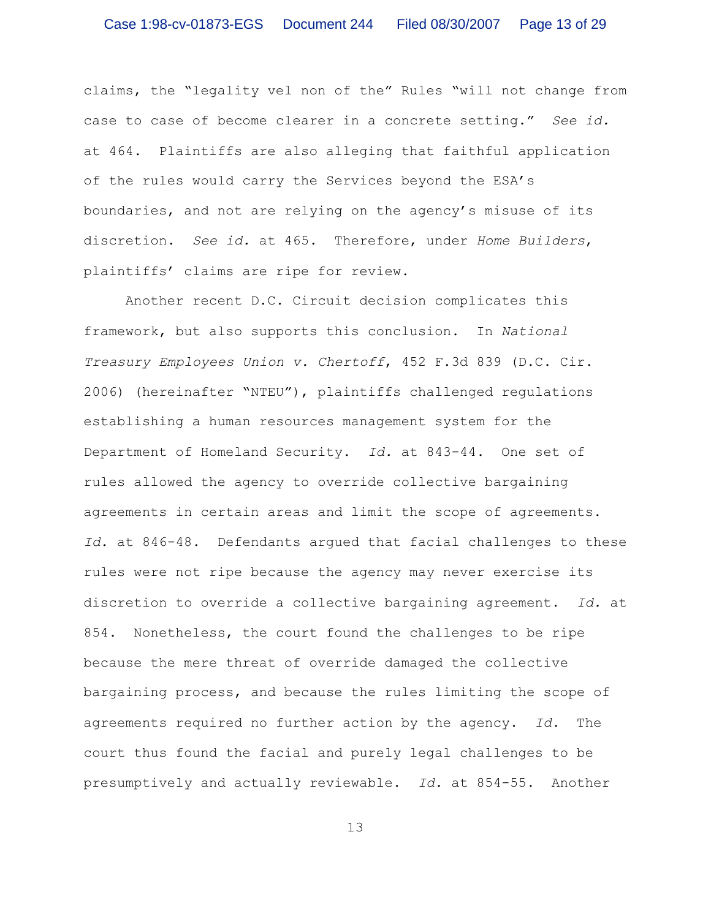claims, the "legality vel non of the" Rules "will not change from case to case of become clearer in a concrete setting." *See id.* at 464. Plaintiffs are also alleging that faithful application of the rules would carry the Services beyond the ESA's boundaries, and not are relying on the agency's misuse of its discretion. *See id.* at 465. Therefore, under *Home Builders*, plaintiffs' claims are ripe for review.

Another recent D.C. Circuit decision complicates this framework, but also supports this conclusion. In *National Treasury Employees Union v. Chertoff*, 452 F.3d 839 (D.C. Cir. 2006) (hereinafter "NTEU"), plaintiffs challenged regulations establishing a human resources management system for the Department of Homeland Security. *Id.* at 843-44. One set of rules allowed the agency to override collective bargaining agreements in certain areas and limit the scope of agreements. *Id.* at 846-48. Defendants argued that facial challenges to these rules were not ripe because the agency may never exercise its discretion to override a collective bargaining agreement. *Id.* at 854. Nonetheless, the court found the challenges to be ripe because the mere threat of override damaged the collective bargaining process, and because the rules limiting the scope of agreements required no further action by the agency. *Id.* The court thus found the facial and purely legal challenges to be presumptively and actually reviewable. *Id.* at 854-55. Another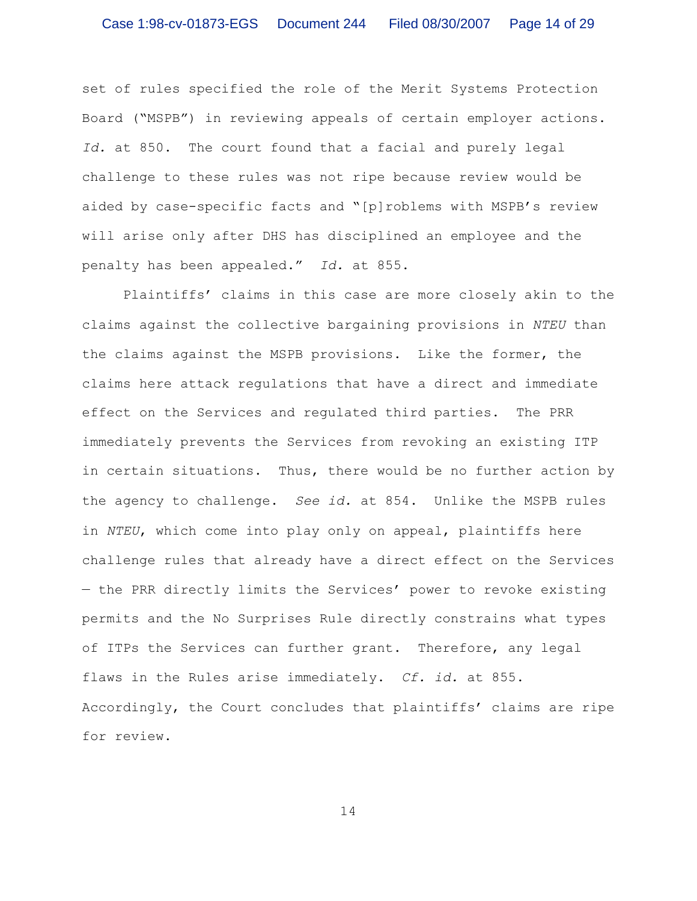set of rules specified the role of the Merit Systems Protection Board ("MSPB") in reviewing appeals of certain employer actions. *Id.* at 850. The court found that a facial and purely legal challenge to these rules was not ripe because review would be aided by case-specific facts and "[p]roblems with MSPB's review will arise only after DHS has disciplined an employee and the penalty has been appealed." *Id.* at 855.

Plaintiffs' claims in this case are more closely akin to the claims against the collective bargaining provisions in *NTEU* than the claims against the MSPB provisions. Like the former, the claims here attack regulations that have a direct and immediate effect on the Services and regulated third parties. The PRR immediately prevents the Services from revoking an existing ITP in certain situations. Thus, there would be no further action by the agency to challenge. *See id.* at 854. Unlike the MSPB rules in *NTEU*, which come into play only on appeal, plaintiffs here challenge rules that already have a direct effect on the Services — the PRR directly limits the Services' power to revoke existing permits and the No Surprises Rule directly constrains what types of ITPs the Services can further grant. Therefore, any legal flaws in the Rules arise immediately. *Cf. id.* at 855. Accordingly, the Court concludes that plaintiffs' claims are ripe for review.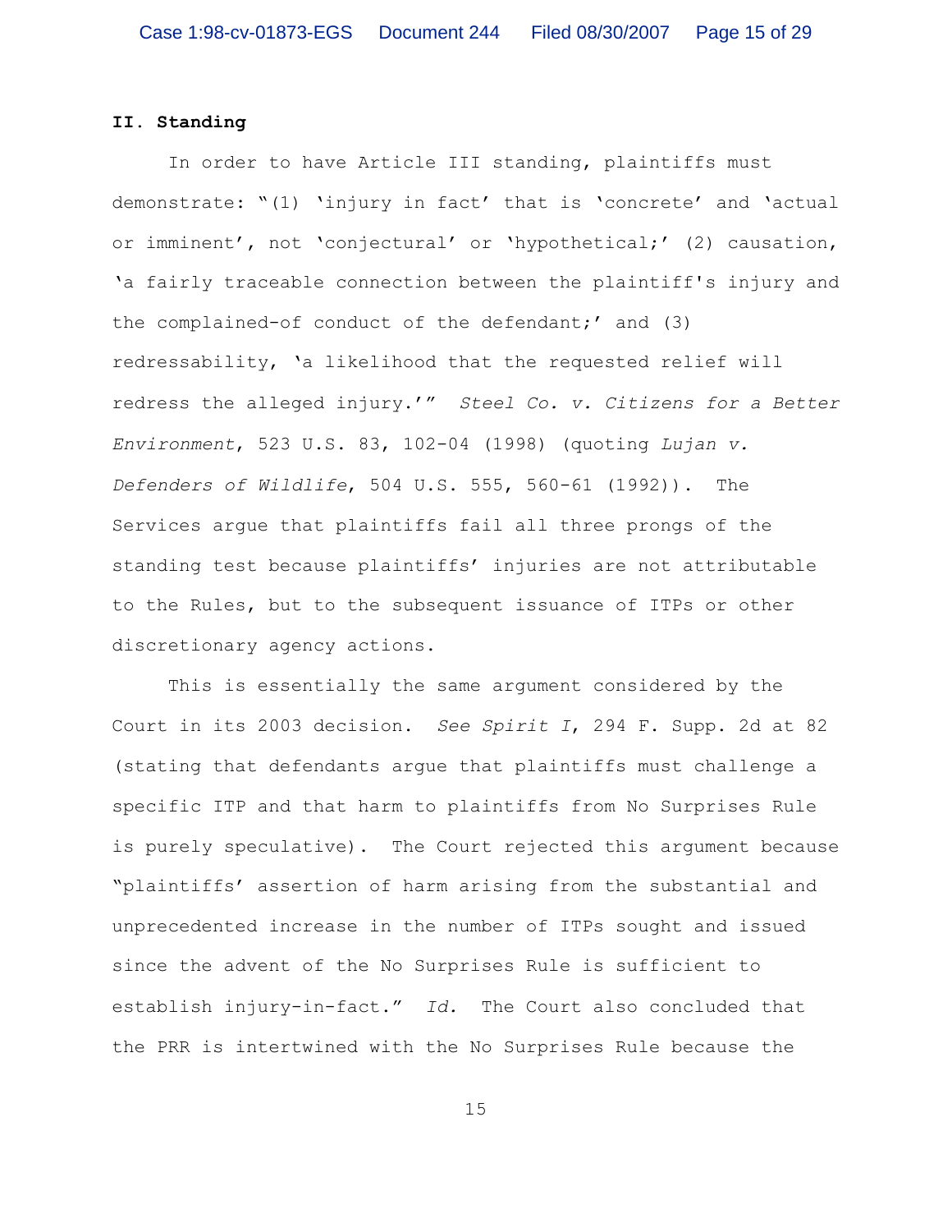**II. Standing**

In order to have Article III standing, plaintiffs must demonstrate: "(1) 'injury in fact' that is 'concrete' and 'actual or imminent', not 'conjectural' or 'hypothetical;' (2) causation, 'a fairly traceable connection between the plaintiff's injury and the complained-of conduct of the defendant;' and (3) redressability, 'a likelihood that the requested relief will redress the alleged injury.'" *Steel Co. v. Citizens for a Better Environment*, 523 U.S. 83, 102-04 (1998) (quoting *Lujan v. Defenders of Wildlife*, 504 U.S. 555, 560-61 (1992)). The Services argue that plaintiffs fail all three prongs of the standing test because plaintiffs' injuries are not attributable to the Rules, but to the subsequent issuance of ITPs or other discretionary agency actions.

This is essentially the same argument considered by the Court in its 2003 decision. *See Spirit I*, 294 F. Supp. 2d at 82 (stating that defendants argue that plaintiffs must challenge a specific ITP and that harm to plaintiffs from No Surprises Rule is purely speculative). The Court rejected this argument because "plaintiffs' assertion of harm arising from the substantial and unprecedented increase in the number of ITPs sought and issued since the advent of the No Surprises Rule is sufficient to establish injury-in-fact." *Id.* The Court also concluded that the PRR is intertwined with the No Surprises Rule because the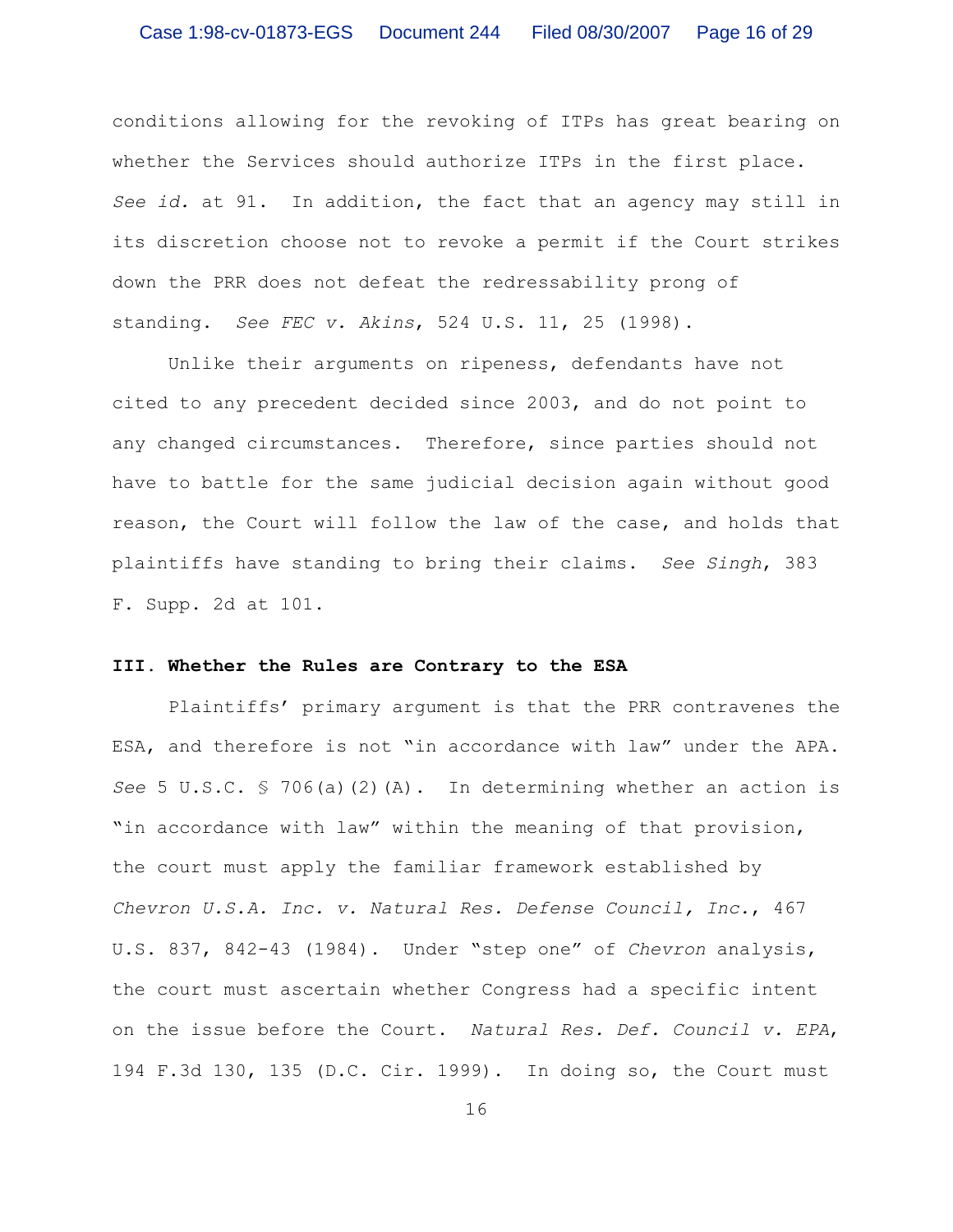conditions allowing for the revoking of ITPs has great bearing on whether the Services should authorize ITPs in the first place. *See id.* at 91. In addition, the fact that an agency may still in its discretion choose not to revoke a permit if the Court strikes down the PRR does not defeat the redressability prong of standing. *See FEC v. Akins*, 524 U.S. 11, 25 (1998).

Unlike their arguments on ripeness, defendants have not cited to any precedent decided since 2003, and do not point to any changed circumstances. Therefore, since parties should not have to battle for the same judicial decision again without good reason, the Court will follow the law of the case, and holds that plaintiffs have standing to bring their claims. *See Singh*, 383 F. Supp. 2d at 101.

### III. Whether the Rules are Contrary to the ESA

Plaintiffs' primary argument is that the PRR contravenes the ESA, and therefore is not "in accordance with law" under the APA. *See* 5 U.S.C. § 706(a)(2)(A). In determining whether an action is "in accordance with law" within the meaning of that provision, the court must apply the familiar framework established by *Chevron U.S.A. Inc. v. Natural Res. Defense Council, Inc.*, 467 U.S. 837, 842-43 (1984). Under "step one" of *Chevron* analysis, the court must ascertain whether Congress had a specific intent on the issue before the Court. *Natural Res. Def. Council v. EPA*, 194 F.3d 130, 135 (D.C. Cir. 1999). In doing so, the Court must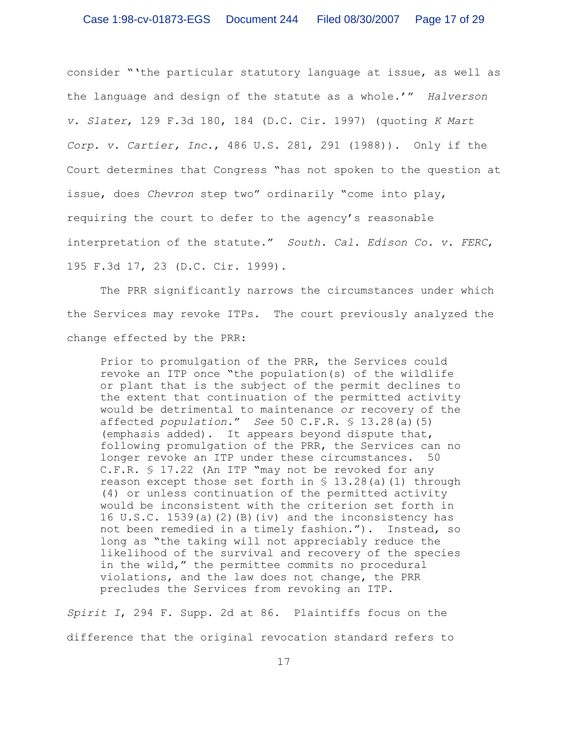consider "'the particular statutory language at issue, as well as the language and design of the statute as a whole.'" *Halverson v. Slater*, 129 F.3d 180, 184 (D.C. Cir. 1997) (quoting *K Mart Corp. v. Cartier, Inc.*, 486 U.S. 281, 291 (1988)). Only if the Court determines that Congress "has not spoken to the question at issue, does *Chevron* step two" ordinarily "come into play, requiring the court to defer to the agency's reasonable interpretation of the statute." *South. Cal. Edison Co. v. FERC*, 195 F.3d 17, 23 (D.C. Cir. 1999).

The PRR significantly narrows the circumstances under which the Services may revoke ITPs. The court previously analyzed the change effected by the PRR:

> Prior to promulgation of the PRR, the Services could revoke an ITP once "the population(s) of the wildlife or plant that is the subject of the permit declines to the extent that continuation of the permitted activity would be detrimental to maintenance *or* recovery of the affected *population*." *See* 50 C.F.R. § 13.28(a)(5) (emphasis added). It appears beyond dispute that, following promulgation of the PRR, the Services can no longer revoke an ITP under these circumstances. 50 C.F.R. § 17.22 (An ITP "may not be revoked for any reason except those set forth in § 13.28(a)(1) through (4) or unless continuation of the permitted activity would be inconsistent with the criterion set forth in 16 U.S.C. 1539(a)(2)(B)(iv) and the inconsistency has not been remedied in a timely fashion."). Instead, so long as "the taking will not appreciably reduce the likelihood of the survival and recovery of the species in the wild," the permittee commits no procedural violations, and the law does not change, the PRR precludes the Services from revoking an ITP.

*Spirit I*, 294 F. Supp. 2d at 86. Plaintiffs focus on the difference that the original revocation standard refers to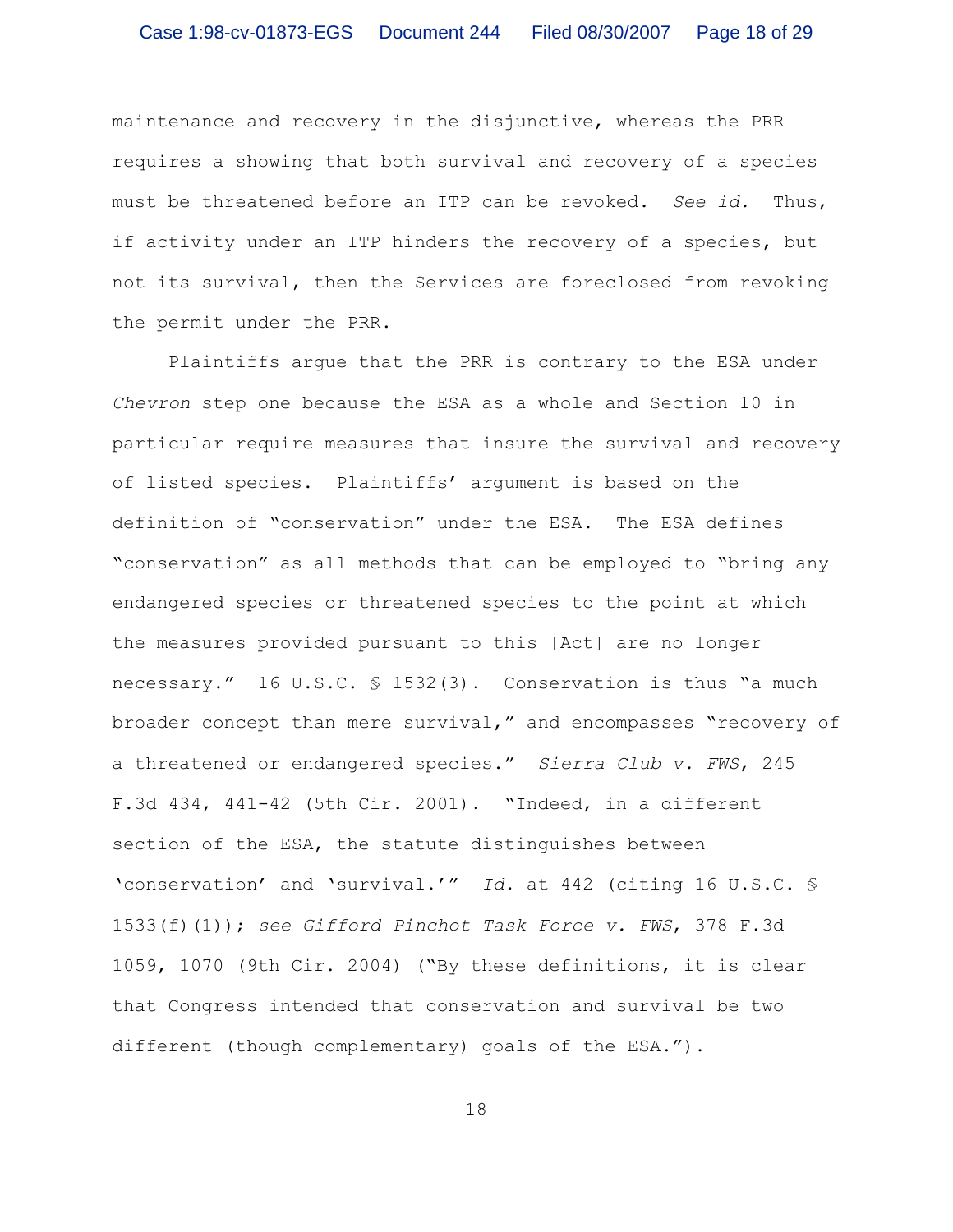maintenance and recovery in the disjunctive, whereas the PRR requires a showing that both survival and recovery of a species must be threatened before an ITP can be revoked. *See id.* Thus, if activity under an ITP hinders the recovery of a species, but not its survival, then the Services are foreclosed from revoking the permit under the PRR.

Plaintiffs argue that the PRR is contrary to the ESA under *Chevron* step one because the ESA as a whole and Section 10 in particular require measures that insure the survival and recovery of listed species. Plaintiffs' argument is based on the definition of "conservation" under the ESA. The ESA defines "conservation" as all methods that can be employed to "bring any endangered species or threatened species to the point at which the measures provided pursuant to this [Act] are no longer necessary." 16 U.S.C. § 1532(3). Conservation is thus "a much broader concept than mere survival," and encompasses "recovery of a threatened or endangered species." *Sierra Club v. FWS*, 245 F.3d 434, 441-42 (5th Cir. 2001). "Indeed, in a different section of the ESA, the statute distinguishes between 'conservation' and 'survival.'" *Id.* at 442 (citing 16 U.S.C. § 1533(f)(1)); *see Gifford Pinchot Task Force v. FWS*, 378 F.3d 1059, 1070 (9th Cir. 2004) ("By these definitions, it is clear that Congress intended that conservation and survival be two different (though complementary) goals of the ESA.").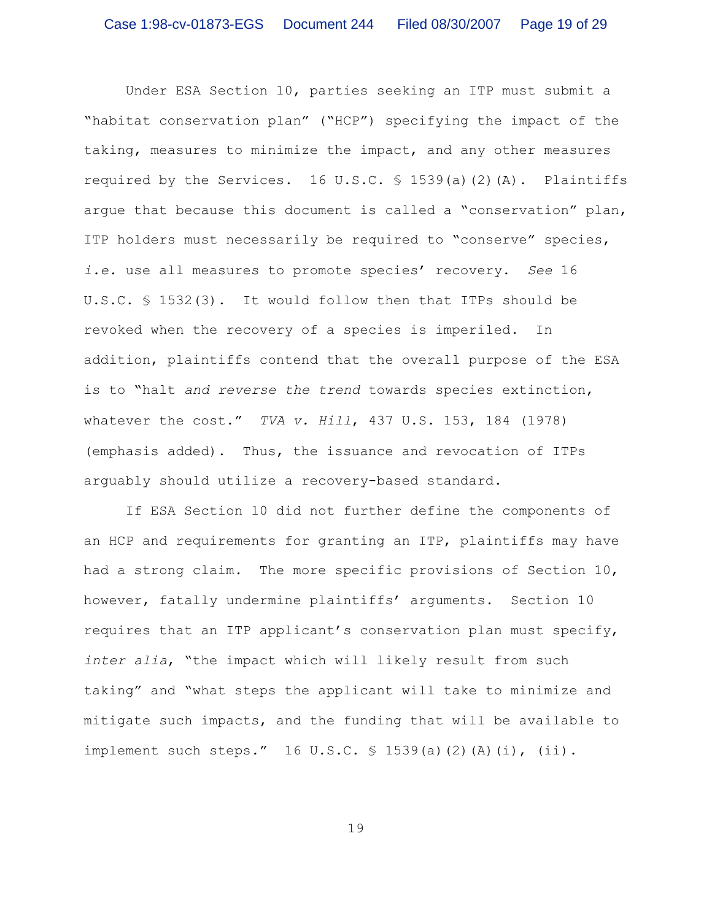Under ESA Section 10, parties seeking an ITP must submit a "habitat conservation plan" ("HCP") specifying the impact of the taking, measures to minimize the impact, and any other measures required by the Services. 16 U.S.C. § 1539(a)(2)(A). Plaintiffs argue that because this document is called a "conservation" plan, ITP holders must necessarily be required to "conserve" species, *i.e.* use all measures to promote species' recovery. *See* 16 U.S.C. § 1532(3). It would follow then that ITPs should be revoked when the recovery of a species is imperiled. In addition, plaintiffs contend that the overall purpose of the ESA is to "halt *and reverse the trend* towards species extinction, whatever the cost." *TVA v. Hill*, 437 U.S. 153, 184 (1978) (emphasis added). Thus, the issuance and revocation of ITPs arguably should utilize a recovery-based standard.

If ESA Section 10 did not further define the components of an HCP and requirements for granting an ITP, plaintiffs may have had a strong claim. The more specific provisions of Section 10, however, fatally undermine plaintiffs' arguments. Section 10 requires that an ITP applicant's conservation plan must specify, *inter alia*, "the impact which will likely result from such taking" and "what steps the applicant will take to minimize and mitigate such impacts, and the funding that will be available to implement such steps." 16 U.S.C. § 1539(a)(2)(A)(i), (ii).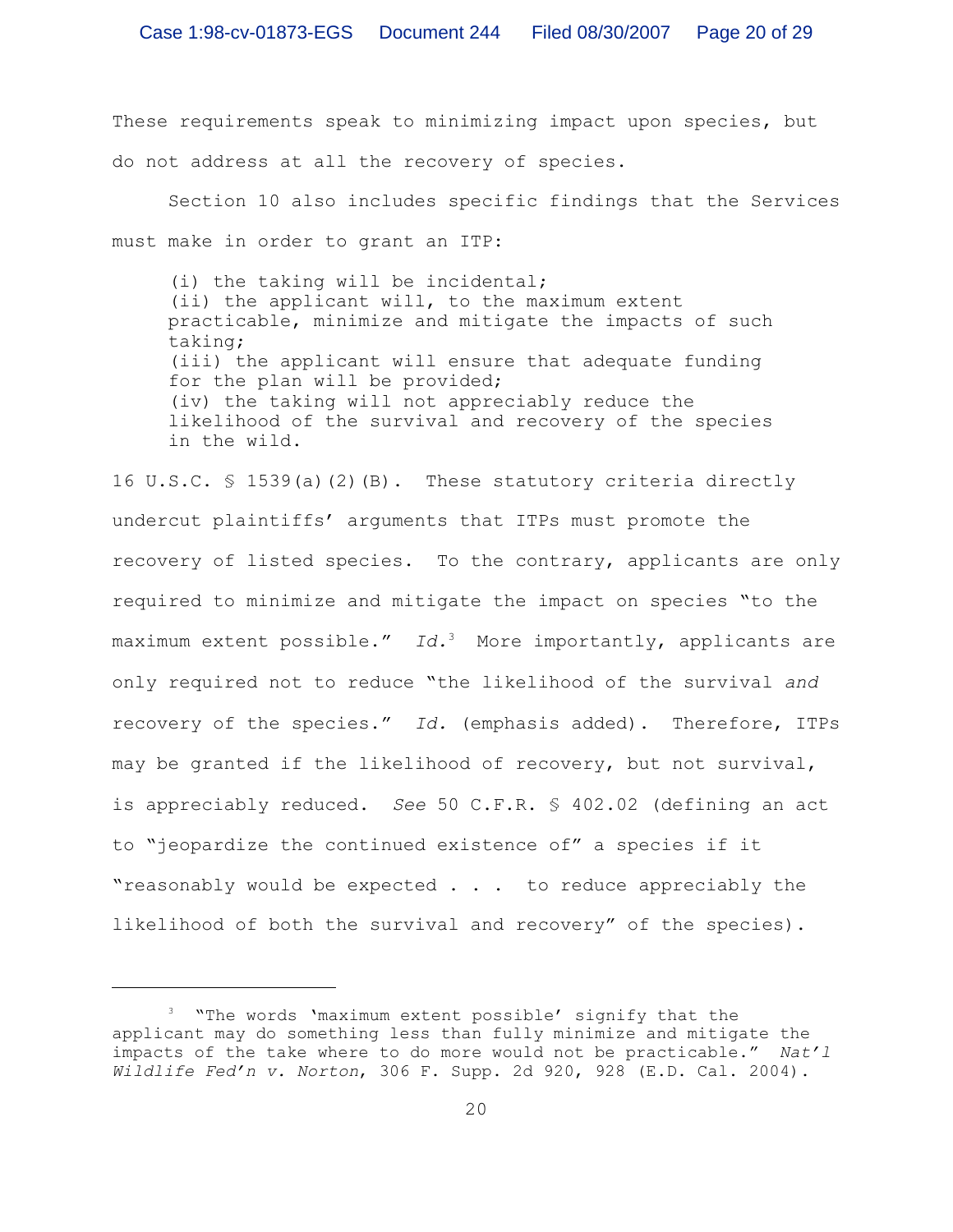These requirements speak to minimizing impact upon species, but do not address at all the recovery of species.

Section 10 also includes specific findings that the Services must make in order to grant an ITP:

> (i) the taking will be incidental;
> (ii) the applicant will, to the maximum extent practicable, minimize and mitigate the impacts of such taking;
> (iii) the applicant will ensure that adequate funding for the plan will be provided;
> (iv) the taking will not appreciably reduce the likelihood of the survival and recovery of the species in the wild.

16 U.S.C. § 1539(a)(2)(B). These statutory criteria directly undercut plaintiffs' arguments that ITPs must promote the recovery of listed species. To the contrary, applicants are only required to minimize and mitigate the impact on species "to the maximum extent possible." *Id.*[3] More importantly, applicants are only required not to reduce "the likelihood of the survival *and* recovery of the species." *Id.* (emphasis added). Therefore, ITPs may be granted if the likelihood of recovery, but not survival, is appreciably reduced. *See* 50 C.F.R. § 402.02 (defining an act to "jeopardize the continued existence of" a species if it "reasonably would be expected . . . to reduce appreciably the likelihood of both the survival and recovery" of the species).

---

[3] "The words 'maximum extent possible' signify that the applicant may do something less than fully minimize and mitigate the impacts of the take where to do more would not be practicable." *Nat'l Wildlife Fed'n v. Norton*, 306 F. Supp. 2d 920, 928 (E.D. Cal. 2004).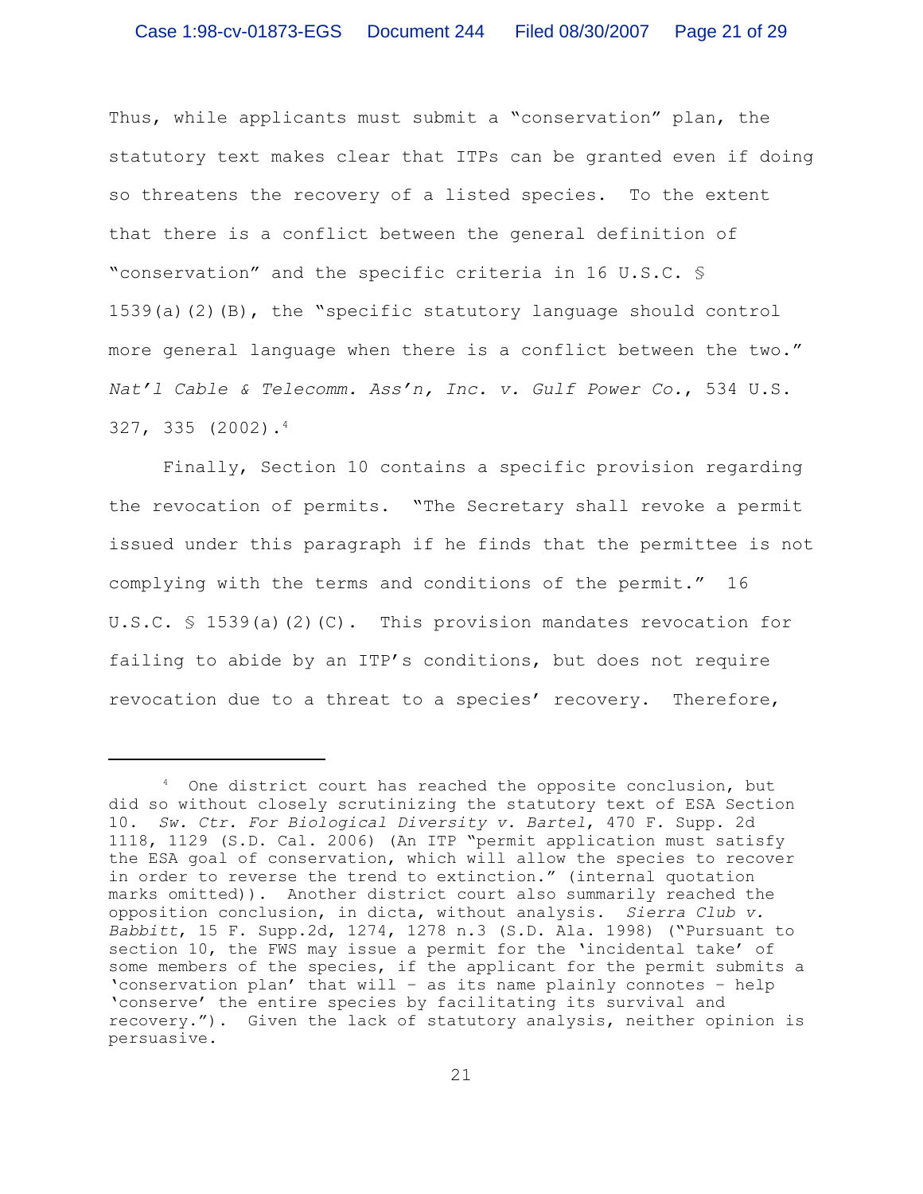Thus, while applicants must submit a "conservation" plan, the statutory text makes clear that ITPs can be granted even if doing so threatens the recovery of a listed species. To the extent that there is a conflict between the general definition of "conservation" and the specific criteria in 16 U.S.C. § 1539(a)(2)(B), the "specific statutory language should control more general language when there is a conflict between the two." *Nat'l Cable & Telecomm. Ass'n, Inc. v. Gulf Power Co.*, 534 U.S. 327, 335 (2002).[4]

Finally, Section 10 contains a specific provision regarding the revocation of permits. "The Secretary shall revoke a permit issued under this paragraph if he finds that the permittee is not complying with the terms and conditions of the permit." 16 U.S.C. § 1539(a)(2)(C). This provision mandates revocation for failing to abide by an ITP's conditions, but does not require revocation due to a threat to a species' recovery. Therefore,

---

[4] One district court has reached the opposite conclusion, but did so without closely scrutinizing the statutory text of ESA Section 10. *Sw. Ctr. For Biological Diversity v. Bartel*, 470 F. Supp. 2d 1118, 1129 (S.D. Cal. 2006) (An ITP "permit application must satisfy the ESA goal of conservation, which will allow the species to recover in order to reverse the trend to extinction." (internal quotation marks omitted)). Another district court also summarily reached the opposition conclusion, in dicta, without analysis. *Sierra Club v. Babbitt*, 15 F. Supp.2d, 1274, 1278 n.3 (S.D. Ala. 1998) ("Pursuant to section 10, the FWS may issue a permit for the 'incidental take' of some members of the species, if the applicant for the permit submits a 'conservation plan' that will – as its name plainly connotes – help 'conserve' the entire species by facilitating its survival and recovery."). Given the lack of statutory analysis, neither opinion is persuasive.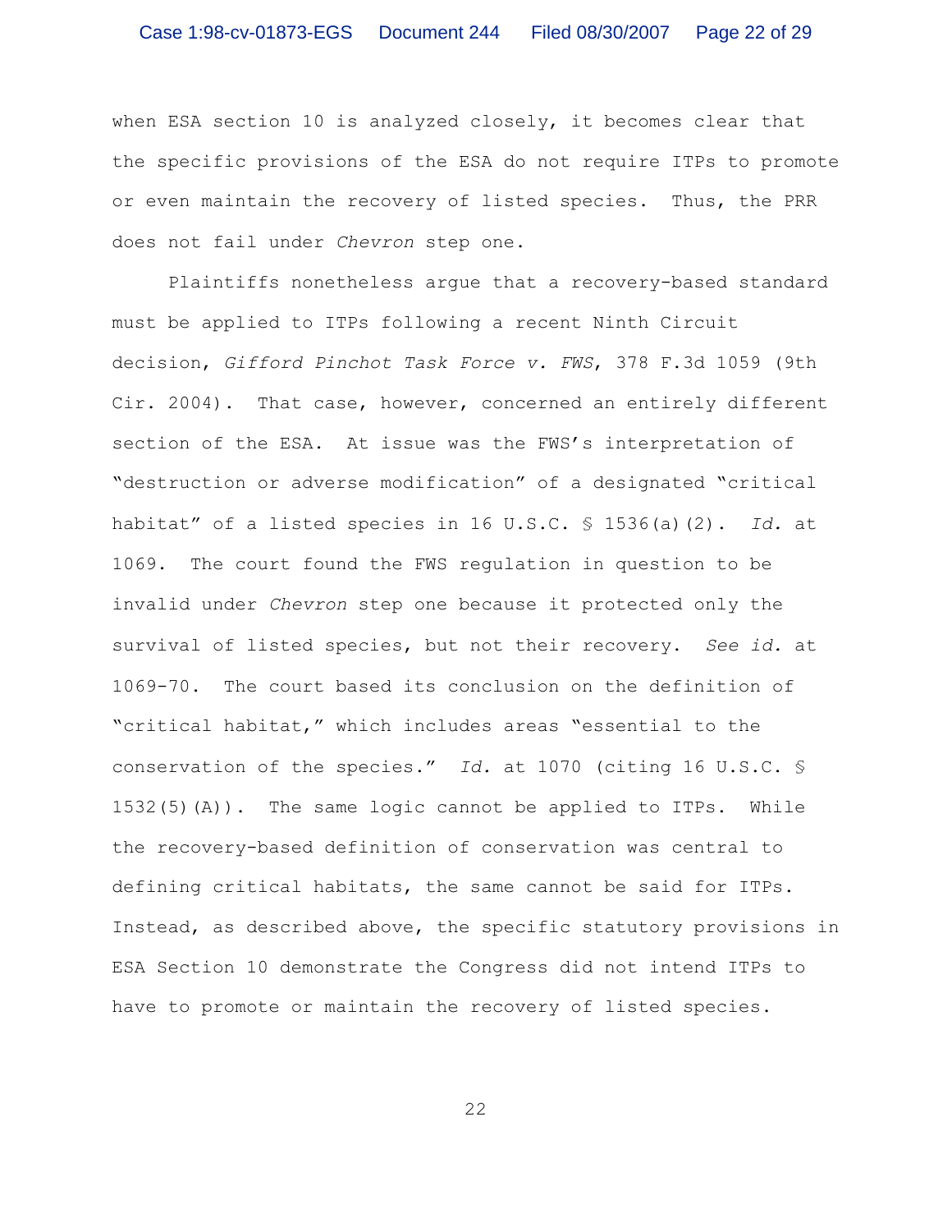when ESA section 10 is analyzed closely, it becomes clear that the specific provisions of the ESA do not require ITPs to promote or even maintain the recovery of listed species. Thus, the PRR does not fail under *Chevron* step one.

Plaintiffs nonetheless argue that a recovery-based standard must be applied to ITPs following a recent Ninth Circuit decision, *Gifford Pinchot Task Force v. FWS*, 378 F.3d 1059 (9th Cir. 2004). That case, however, concerned an entirely different section of the ESA. At issue was the FWS's interpretation of "destruction or adverse modification" of a designated "critical habitat" of a listed species in 16 U.S.C. § 1536(a)(2). *Id.* at 1069. The court found the FWS regulation in question to be invalid under *Chevron* step one because it protected only the survival of listed species, but not their recovery. *See id.* at 1069-70. The court based its conclusion on the definition of "critical habitat," which includes areas "essential to the conservation of the species." *Id.* at 1070 (citing 16 U.S.C. § 1532(5)(A)). The same logic cannot be applied to ITPs. While the recovery-based definition of conservation was central to defining critical habitats, the same cannot be said for ITPs. Instead, as described above, the specific statutory provisions in ESA Section 10 demonstrate the Congress did not intend ITPs to have to promote or maintain the recovery of listed species.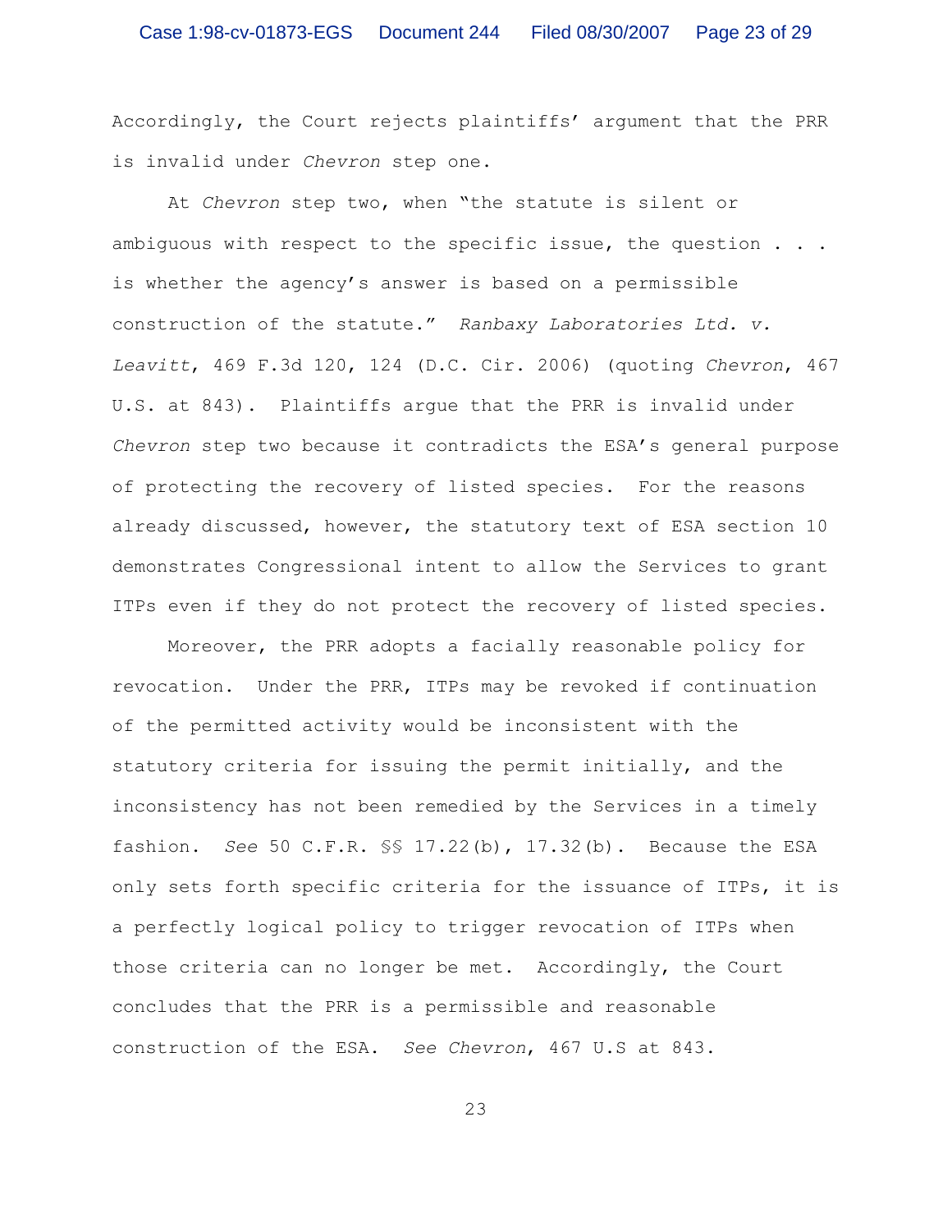Accordingly, the Court rejects plaintiffs' argument that the PRR is invalid under *Chevron* step one.

At *Chevron* step two, when "the statute is silent or ambiguous with respect to the specific issue, the question . . . is whether the agency's answer is based on a permissible construction of the statute." *Ranbaxy Laboratories Ltd. v. Leavitt*, 469 F.3d 120, 124 (D.C. Cir. 2006) (quoting *Chevron*, 467 U.S. at 843). Plaintiffs argue that the PRR is invalid under *Chevron* step two because it contradicts the ESA's general purpose of protecting the recovery of listed species. For the reasons already discussed, however, the statutory text of ESA section 10 demonstrates Congressional intent to allow the Services to grant ITPs even if they do not protect the recovery of listed species.

Moreover, the PRR adopts a facially reasonable policy for revocation. Under the PRR, ITPs may be revoked if continuation of the permitted activity would be inconsistent with the statutory criteria for issuing the permit initially, and the inconsistency has not been remedied by the Services in a timely fashion. *See* 50 C.F.R. §§ 17.22(b), 17.32(b). Because the ESA only sets forth specific criteria for the issuance of ITPs, it is a perfectly logical policy to trigger revocation of ITPs when those criteria can no longer be met. Accordingly, the Court concludes that the PRR is a permissible and reasonable construction of the ESA. *See Chevron*, 467 U.S at 843.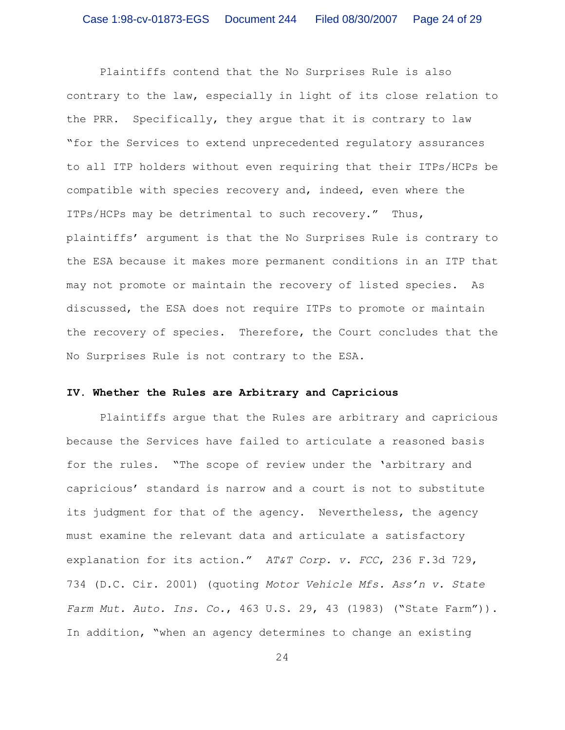Plaintiffs contend that the No Surprises Rule is also contrary to the law, especially in light of its close relation to the PRR. Specifically, they argue that it is contrary to law "for the Services to extend unprecedented regulatory assurances to all ITP holders without even requiring that their ITPs/HCPs be compatible with species recovery and, indeed, even where the ITPs/HCPs may be detrimental to such recovery." Thus, plaintiffs' argument is that the No Surprises Rule is contrary to the ESA because it makes more permanent conditions in an ITP that may not promote or maintain the recovery of listed species. As discussed, the ESA does not require ITPs to promote or maintain the recovery of species. Therefore, the Court concludes that the No Surprises Rule is not contrary to the ESA.

**IV. Whether the Rules are Arbitrary and Capricious**

Plaintiffs argue that the Rules are arbitrary and capricious because the Services have failed to articulate a reasoned basis for the rules. "The scope of review under the 'arbitrary and capricious' standard is narrow and a court is not to substitute its judgment for that of the agency. Nevertheless, the agency must examine the relevant data and articulate a satisfactory explanation for its action." *AT&T Corp. v. FCC*, 236 F.3d 729, 734 (D.C. Cir. 2001) (quoting *Motor Vehicle Mfs. Ass'n v. State Farm Mut. Auto. Ins. Co.*, 463 U.S. 29, 43 (1983) ("State Farm")). In addition, "when an agency determines to change an existing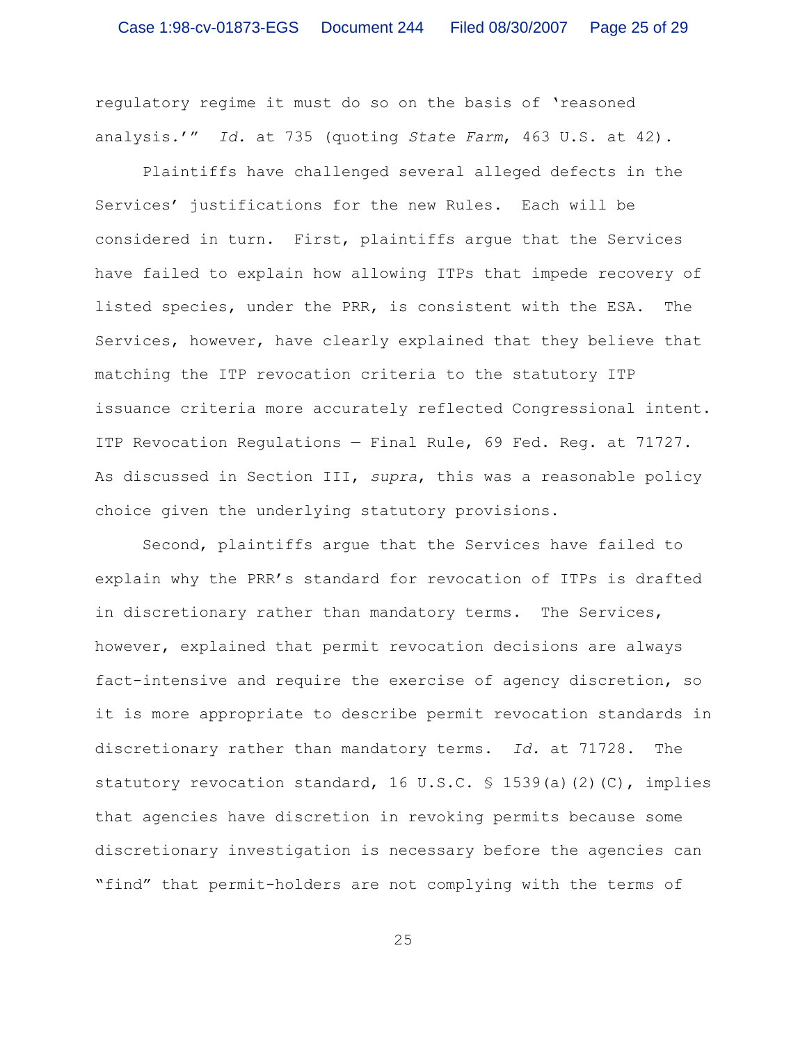regulatory regime it must do so on the basis of 'reasoned analysis.'" *Id.* at 735 (quoting *State Farm*, 463 U.S. at 42).

Plaintiffs have challenged several alleged defects in the Services' justifications for the new Rules. Each will be considered in turn. First, plaintiffs argue that the Services have failed to explain how allowing ITPs that impede recovery of listed species, under the PRR, is consistent with the ESA. The Services, however, have clearly explained that they believe that matching the ITP revocation criteria to the statutory ITP issuance criteria more accurately reflected Congressional intent. ITP Revocation Regulations — Final Rule, 69 Fed. Reg. at 71727. As discussed in Section III, *supra*, this was a reasonable policy choice given the underlying statutory provisions.

Second, plaintiffs argue that the Services have failed to explain why the PRR's standard for revocation of ITPs is drafted in discretionary rather than mandatory terms. The Services, however, explained that permit revocation decisions are always fact-intensive and require the exercise of agency discretion, so it is more appropriate to describe permit revocation standards in discretionary rather than mandatory terms. *Id.* at 71728. The statutory revocation standard, 16 U.S.C. § 1539(a)(2)(C), implies that agencies have discretion in revoking permits because some discretionary investigation is necessary before the agencies can "find" that permit-holders are not complying with the terms of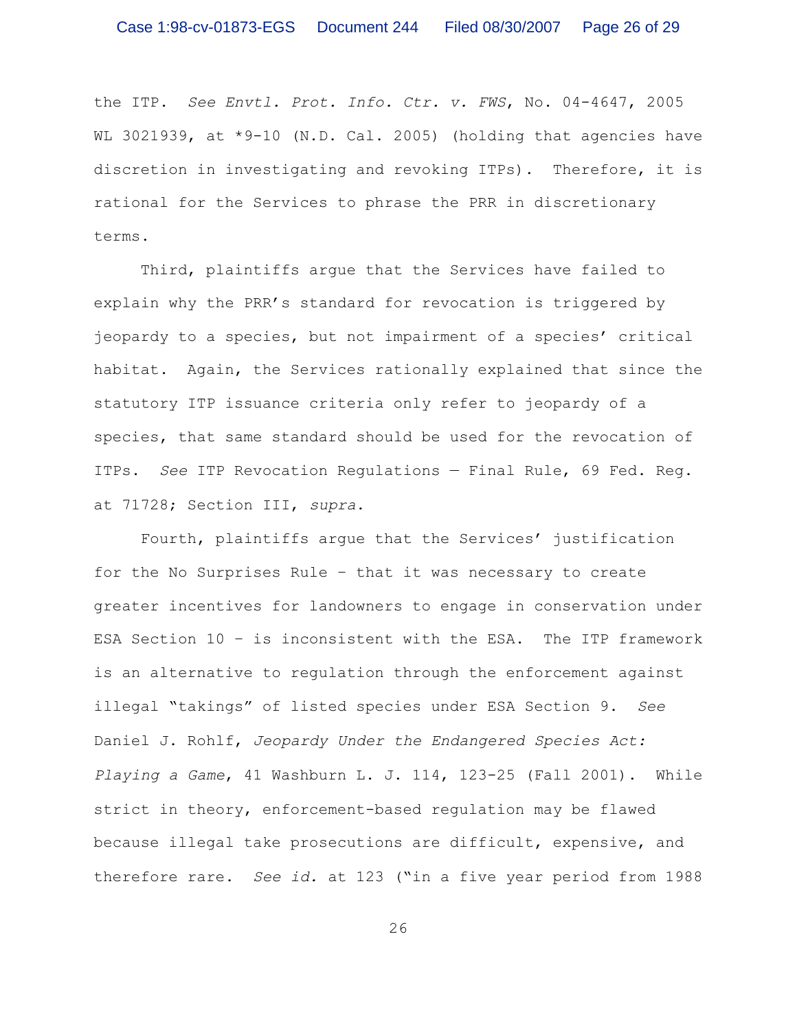the ITP. *See Envtl. Prot. Info. Ctr. v. FWS*, No. 04-4647, 2005 WL 3021939, at *9-10 (N.D. Cal. 2005) (holding that agencies have discretion in investigating and revoking ITPs). Therefore, it is rational for the Services to phrase the PRR in discretionary terms.

Third, plaintiffs argue that the Services have failed to explain why the PRR's standard for revocation is triggered by jeopardy to a species, but not impairment of a species' critical habitat. Again, the Services rationally explained that since the statutory ITP issuance criteria only refer to jeopardy of a species, that same standard should be used for the revocation of ITPs. *See* ITP Revocation Regulations — Final Rule, 69 Fed. Reg. at 71728; Section III, *supra*.

Fourth, plaintiffs argue that the Services' justification for the No Surprises Rule – that it was necessary to create greater incentives for landowners to engage in conservation under ESA Section 10 – is inconsistent with the ESA. The ITP framework is an alternative to regulation through the enforcement against illegal "takings" of listed species under ESA Section 9. *See* Daniel J. Rohlf, *Jeopardy Under the Endangered Species Act: Playing a Game*, 41 Washburn L. J. 114, 123-25 (Fall 2001). While strict in theory, enforcement-based regulation may be flawed because illegal take prosecutions are difficult, expensive, and therefore rare. *See id.* at 123 ("in a five year period from 1988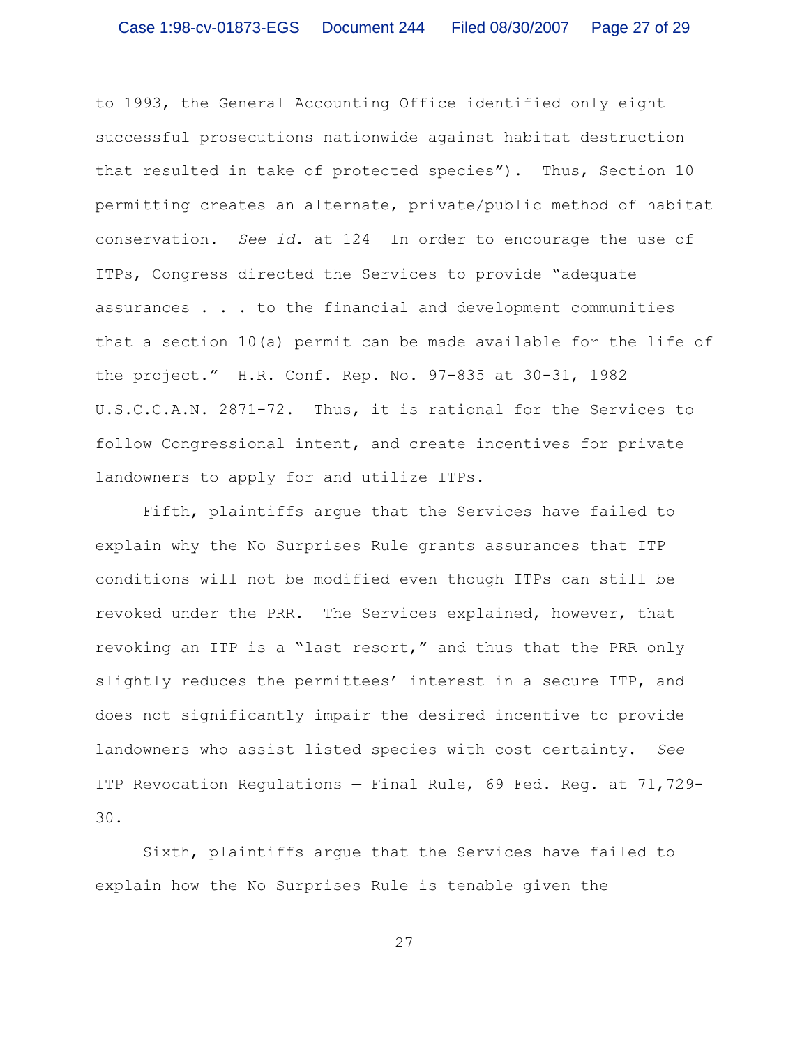to 1993, the General Accounting Office identified only eight successful prosecutions nationwide against habitat destruction that resulted in take of protected species"). Thus, Section 10 permitting creates an alternate, private/public method of habitat conservation. *See id.* at 124 In order to encourage the use of ITPs, Congress directed the Services to provide "adequate assurances . . . to the financial and development communities that a section 10(a) permit can be made available for the life of the project." H.R. Conf. Rep. No. 97-835 at 30-31, 1982 U.S.C.C.A.N. 2871-72. Thus, it is rational for the Services to follow Congressional intent, and create incentives for private landowners to apply for and utilize ITPs.

Fifth, plaintiffs argue that the Services have failed to explain why the No Surprises Rule grants assurances that ITP conditions will not be modified even though ITPs can still be revoked under the PRR. The Services explained, however, that revoking an ITP is a "last resort," and thus that the PRR only slightly reduces the permittees' interest in a secure ITP, and does not significantly impair the desired incentive to provide landowners who assist listed species with cost certainty. *See* ITP Revocation Regulations — Final Rule, 69 Fed. Reg. at 71,729-30.

Sixth, plaintiffs argue that the Services have failed to explain how the No Surprises Rule is tenable given the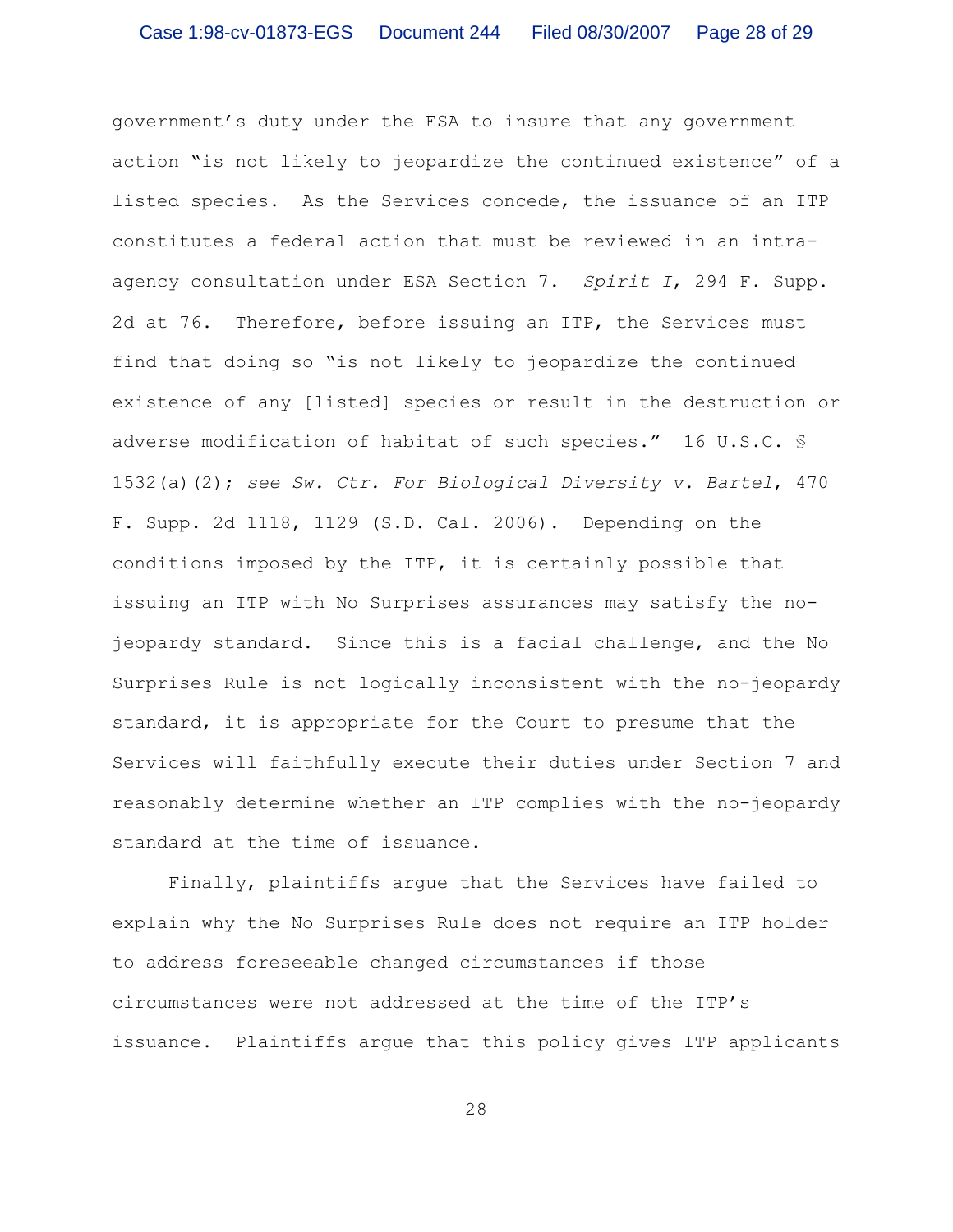government's duty under the ESA to insure that any government action "is not likely to jeopardize the continued existence" of a listed species. As the Services concede, the issuance of an ITP constitutes a federal action that must be reviewed in an intra-agency consultation under ESA Section 7. *Spirit I*, 294 F. Supp. 2d at 76. Therefore, before issuing an ITP, the Services must find that doing so "is not likely to jeopardize the continued existence of any [listed] species or result in the destruction or adverse modification of habitat of such species." 16 U.S.C. § 1532(a)(2); *see Sw. Ctr. For Biological Diversity v. Bartel*, 470 F. Supp. 2d 1118, 1129 (S.D. Cal. 2006). Depending on the conditions imposed by the ITP, it is certainly possible that issuing an ITP with No Surprises assurances may satisfy the no-jeopardy standard. Since this is a facial challenge, and the No Surprises Rule is not logically inconsistent with the no-jeopardy standard, it is appropriate for the Court to presume that the Services will faithfully execute their duties under Section 7 and reasonably determine whether an ITP complies with the no-jeopardy standard at the time of issuance.

Finally, plaintiffs argue that the Services have failed to explain why the No Surprises Rule does not require an ITP holder to address foreseeable changed circumstances if those circumstances were not addressed at the time of the ITP's issuance. Plaintiffs argue that this policy gives ITP applicants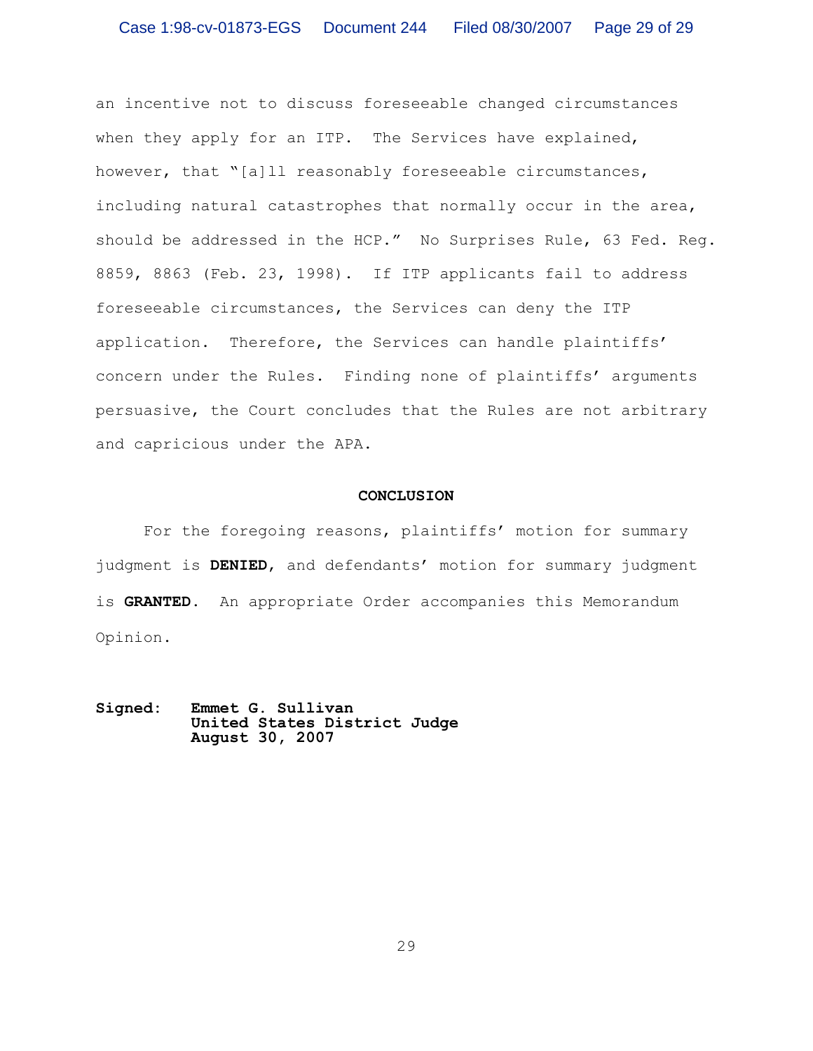an incentive not to discuss foreseeable changed circumstances when they apply for an ITP. The Services have explained, however, that "[a]ll reasonably foreseeable circumstances, including natural catastrophes that normally occur in the area, should be addressed in the HCP." No Surprises Rule, 63 Fed. Reg. 8859, 8863 (Feb. 23, 1998). If ITP applicants fail to address foreseeable circumstances, the Services can deny the ITP application. Therefore, the Services can handle plaintiffs' concern under the Rules. Finding none of plaintiffs' arguments persuasive, the Court concludes that the Rules are not arbitrary and capricious under the APA.

## CONCLUSION

For the foregoing reasons, plaintiffs' motion for summary judgment is **DENIED**, and defendants' motion for summary judgment is **GRANTED**. An appropriate Order accompanies this Memorandum Opinion.

**Signed: Emmet G. Sullivan**
**United States District Judge**
**August 30, 2007**